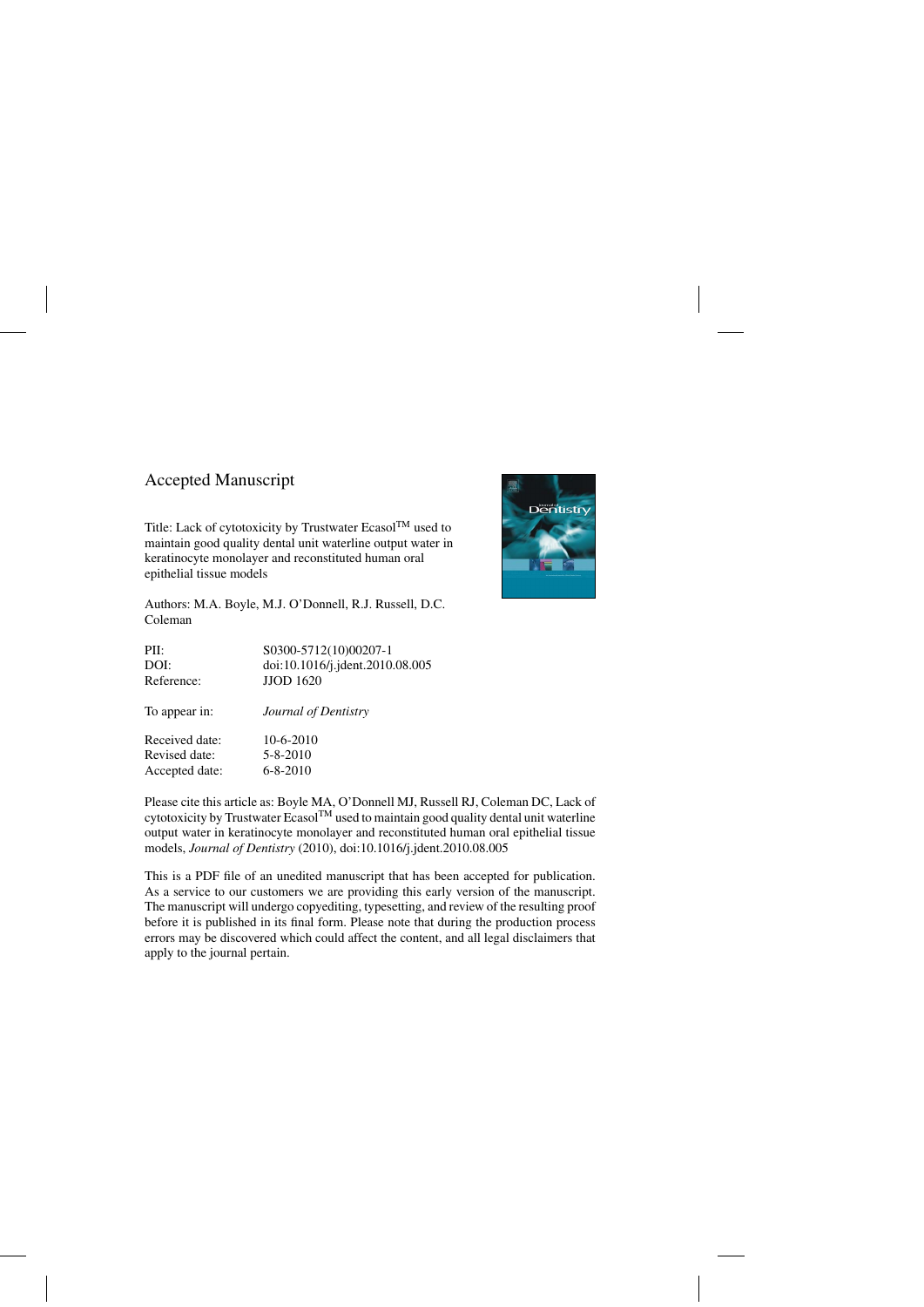Accepted Manuscript

Title: Lack of cytotoxicity by Trustwater Ecasol$^{TM}$ used to maintain good quality dental unit waterline output water in keratinocyte monolayer and reconstituted human oral epithelial tissue models

Authors: M.A. Boyle, M.J. O'Donnell, R.J. Russell, D.C. Coleman

| | |
|---|---|
| PII: | S0300-5712(10)00207-1 |
| DOI: | doi:10.1016/j.jdent.2010.08.005 |
| Reference: | JJOD 1620 |
| To appear in: | *Journal of Dentistry* |
| Received date: | 10-6-2010 |
| Revised date: | 5-8-2010 |
| Accepted date: | 6-8-2010 |

Please cite this article as: Boyle MA, O'Donnell MJ, Russell RJ, Coleman DC, Lack of cytotoxicity by Trustwater Ecasol$^{TM}$ used to maintain good quality dental unit waterline output water in keratinocyte monolayer and reconstituted human oral epithelial tissue models, *Journal of Dentistry* (2010), doi:10.1016/j.jdent.2010.08.005

This is a PDF file of an unedited manuscript that has been accepted for publication. As a service to our customers we are providing this early version of the manuscript. The manuscript will undergo copyediting, typesetting, and review of the resulting proof before it is published in its final form. Please note that during the production process errors may be discovered which could affect the content, and all legal disclaimers that apply to the journal pertain.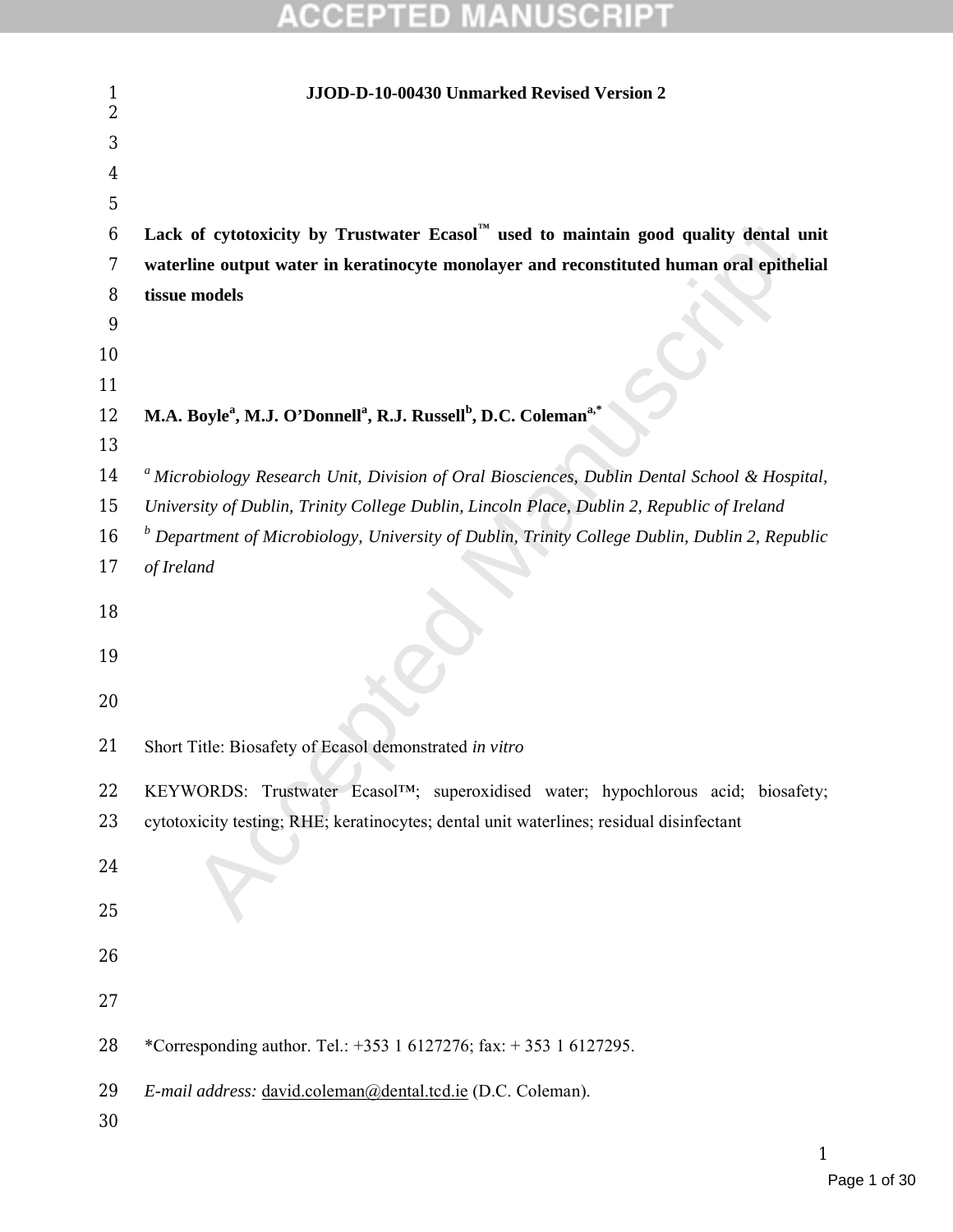JJOD-D-10-00430 Unmarked Revised Version 2

**Lack of cytotoxicity by Trustwater Ecasol™ used to maintain good quality dental unit waterline output water in keratinocyte monolayer and reconstituted human oral epithelial tissue models**

**M.A. Boyle[a], M.J. O'Donnell[a], R.J. Russell[b], D.C. Coleman[a,*]**

[a] *Microbiology Research Unit, Division of Oral Biosciences, Dublin Dental School & Hospital, University of Dublin, Trinity College Dublin, Lincoln Place, Dublin 2, Republic of Ireland*

[b] *Department of Microbiology, University of Dublin, Trinity College Dublin, Dublin 2, Republic of Ireland*

Short Title: Biosafety of Ecasol demonstrated *in vitro*

KEYWORDS: Trustwater Ecasol™; superoxidised water; hypochlorous acid; biosafety; cytotoxicity testing; RHE; keratinocytes; dental unit waterlines; residual disinfectant

*Corresponding author. Tel.: +353 1 6127276; fax: + 353 1 6127295.

*E-mail address:* david.coleman@dental.tcd.ie (D.C. Coleman).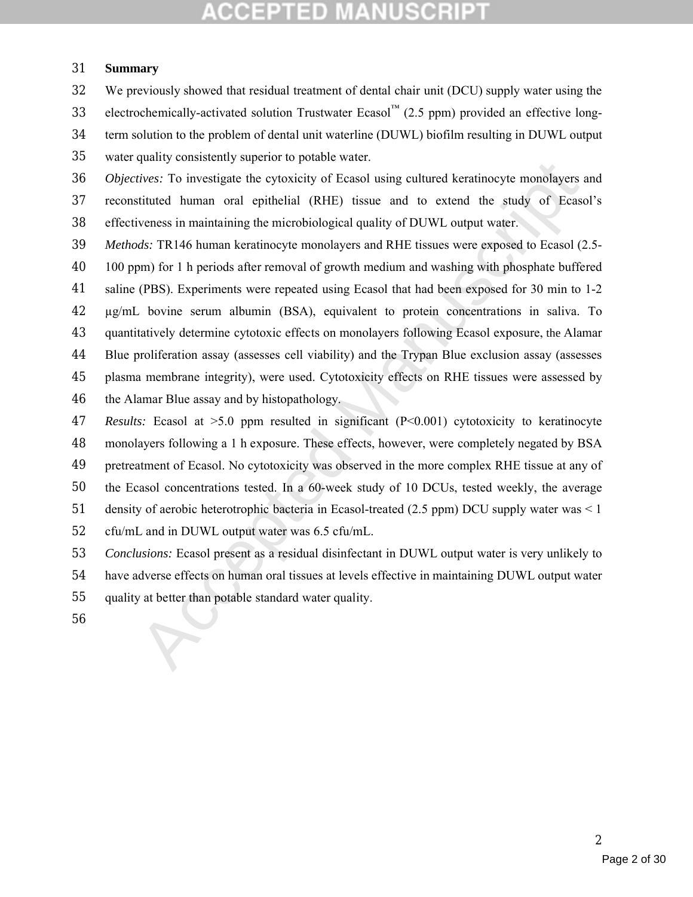**Summary**

We previously showed that residual treatment of dental chair unit (DCU) supply water using the electrochemically-activated solution Trustwater Ecasol™ (2.5 ppm) provided an effective long-term solution to the problem of dental unit waterline (DUWL) biofilm resulting in DUWL output water quality consistently superior to potable water.

*Objectives:* To investigate the cytoxicity of Ecasol using cultured keratinocyte monolayers and reconstituted human oral epithelial (RHE) tissue and to extend the study of Ecasol's effectiveness in maintaining the microbiological quality of DUWL output water.

*Methods:* TR146 human keratinocyte monolayers and RHE tissues were exposed to Ecasol (2.5-100 ppm) for 1 h periods after removal of growth medium and washing with phosphate buffered saline (PBS). Experiments were repeated using Ecasol that had been exposed for 30 min to 1-2 μg/mL bovine serum albumin (BSA), equivalent to protein concentrations in saliva. To quantitatively determine cytotoxic effects on monolayers following Ecasol exposure, the Alamar Blue proliferation assay (assesses cell viability) and the Trypan Blue exclusion assay (assesses plasma membrane integrity), were used. Cytotoxicity effects on RHE tissues were assessed by the Alamar Blue assay and by histopathology.

*Results:* Ecasol at >5.0 ppm resulted in significant ($P<0.001$) cytotoxicity to keratinocyte monolayers following a 1 h exposure. These effects, however, were completely negated by BSA pretreatment of Ecasol. No cytotoxicity was observed in the more complex RHE tissue at any of the Ecasol concentrations tested. In a 60-week study of 10 DCUs, tested weekly, the average density of aerobic heterotrophic bacteria in Ecasol-treated (2.5 ppm) DCU supply water was < 1 cfu/mL and in DUWL output water was 6.5 cfu/mL.

*Conclusions:* Ecasol present as a residual disinfectant in DUWL output water is very unlikely to have adverse effects on human oral tissues at levels effective in maintaining DUWL output water quality at better than potable standard water quality.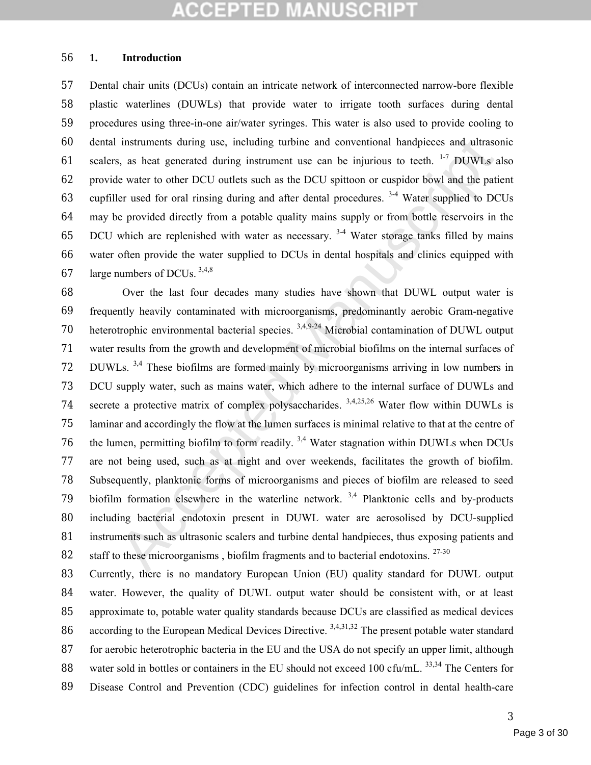## 1. Introduction

Dental chair units (DCUs) contain an intricate network of interconnected narrow-bore flexible plastic waterlines (DUWLs) that provide water to irrigate tooth surfaces during dental procedures using three-in-one air/water syringes. This water is also used to provide cooling to dental instruments during use, including turbine and conventional handpieces and ultrasonic scalers, as heat generated during instrument use can be injurious to teeth. [1-7] DUWLs also provide water to other DCU outlets such as the DCU spittoon or cuspidor bowl and the patient cupfiller used for oral rinsing during and after dental procedures. [3-4] Water supplied to DCUs may be provided directly from a potable quality mains supply or from bottle reservoirs in the DCU which are replenished with water as necessary. [3-4] Water storage tanks filled by mains water often provide the water supplied to DCUs in dental hospitals and clinics equipped with large numbers of DCUs. [3,4,8]

Over the last four decades many studies have shown that DUWL output water is frequently heavily contaminated with microorganisms, predominantly aerobic Gram-negative heterotrophic environmental bacterial species. [3,4,9-24] Microbial contamination of DUWL output water results from the growth and development of microbial biofilms on the internal surfaces of DUWLs. [3,4] These biofilms are formed mainly by microorganisms arriving in low numbers in DCU supply water, such as mains water, which adhere to the internal surface of DUWLs and secrete a protective matrix of complex polysaccharides. [3,4,25,26] Water flow within DUWLs is laminar and accordingly the flow at the lumen surfaces is minimal relative to that at the centre of the lumen, permitting biofilm to form readily. [3,4] Water stagnation within DUWLs when DCUs are not being used, such as at night and over weekends, facilitates the growth of biofilm. Subsequently, planktonic forms of microorganisms and pieces of biofilm are released to seed biofilm formation elsewhere in the waterline network. [3,4] Planktonic cells and by-products including bacterial endotoxin present in DUWL water are aerosolised by DCU-supplied instruments such as ultrasonic scalers and turbine dental handpieces, thus exposing patients and staff to these microorganisms , biofilm fragments and to bacterial endotoxins. [27-30]

Currently, there is no mandatory European Union (EU) quality standard for DUWL output water. However, the quality of DUWL output water should be consistent with, or at least approximate to, potable water quality standards because DCUs are classified as medical devices according to the European Medical Devices Directive. [3,4,31,32] The present potable water standard for aerobic heterotrophic bacteria in the EU and the USA do not specify an upper limit, although water sold in bottles or containers in the EU should not exceed 100 cfu/mL. [33,34] The Centers for Disease Control and Prevention (CDC) guidelines for infection control in dental health-care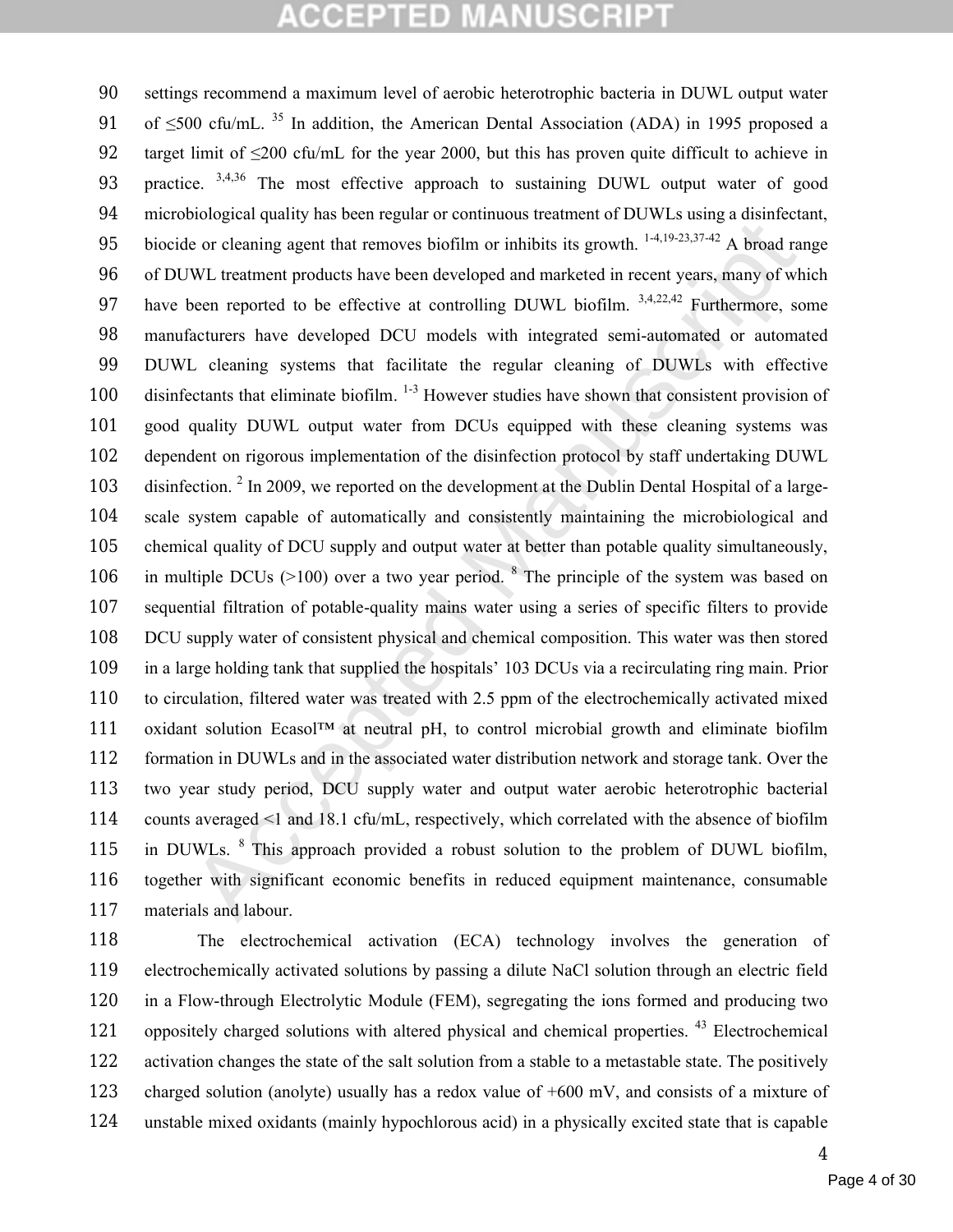settings recommend a maximum level of aerobic heterotrophic bacteria in DUWL output water of ≤500 cfu/mL.[35] In addition, the American Dental Association (ADA) in 1995 proposed a target limit of ≤200 cfu/mL for the year 2000, but this has proven quite difficult to achieve in practice.[3,4,36] The most effective approach to sustaining DUWL output water of good microbiological quality has been regular or continuous treatment of DUWLs using a disinfectant, biocide or cleaning agent that removes biofilm or inhibits its growth.[1-4,19-23,37-42] A broad range of DUWL treatment products have been developed and marketed in recent years, many of which have been reported to be effective at controlling DUWL biofilm.[3,4,22,42] Furthermore, some manufacturers have developed DCU models with integrated semi-automated or automated DUWL cleaning systems that facilitate the regular cleaning of DUWLs with effective disinfectants that eliminate biofilm.[1-3] However studies have shown that consistent provision of good quality DUWL output water from DCUs equipped with these cleaning systems was dependent on rigorous implementation of the disinfection protocol by staff undertaking DUWL disinfection.[2] In 2009, we reported on the development at the Dublin Dental Hospital of a large-scale system capable of automatically and consistently maintaining the microbiological and chemical quality of DCU supply and output water at better than potable quality simultaneously, in multiple DCUs (>100) over a two year period.[8] The principle of the system was based on sequential filtration of potable-quality mains water using a series of specific filters to provide DCU supply water of consistent physical and chemical composition. This water was then stored in a large holding tank that supplied the hospitals' 103 DCUs via a recirculating ring main. Prior to circulation, filtered water was treated with 2.5 ppm of the electrochemically activated mixed oxidant solution Ecasol™ at neutral pH, to control microbial growth and eliminate biofilm formation in DUWLs and in the associated water distribution network and storage tank. Over the two year study period, DCU supply water and output water aerobic heterotrophic bacterial counts averaged <1 and 18.1 cfu/mL, respectively, which correlated with the absence of biofilm in DUWLs.[8] This approach provided a robust solution to the problem of DUWL biofilm, together with significant economic benefits in reduced equipment maintenance, consumable materials and labour.

The electrochemical activation (ECA) technology involves the generation of electrochemically activated solutions by passing a dilute NaCl solution through an electric field in a Flow-through Electrolytic Module (FEM), segregating the ions formed and producing two oppositely charged solutions with altered physical and chemical properties.[43] Electrochemical activation changes the state of the salt solution from a stable to a metastable state. The positively charged solution (anolyte) usually has a redox value of +600 mV, and consists of a mixture of unstable mixed oxidants (mainly hypochlorous acid) in a physically excited state that is capable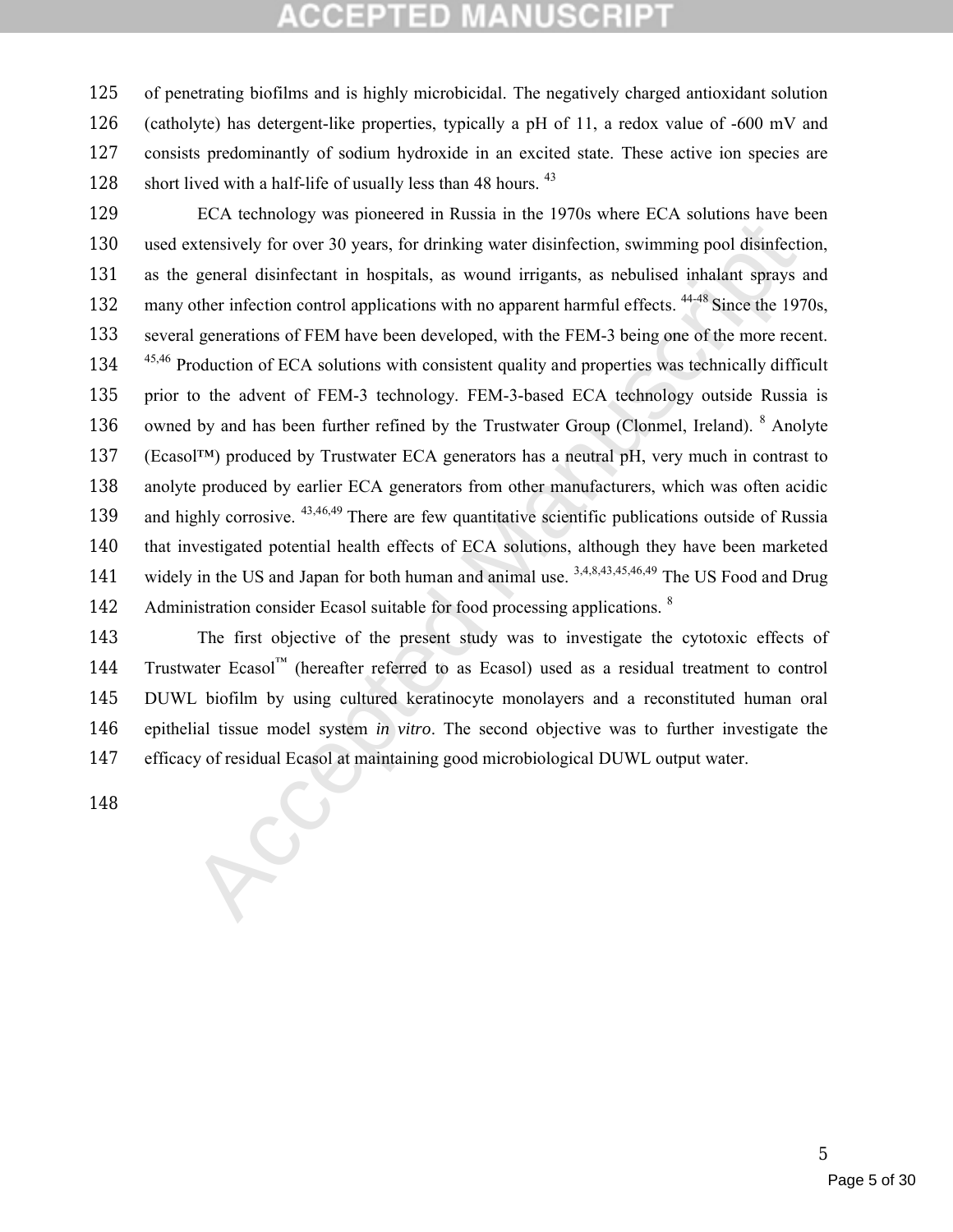of penetrating biofilms and is highly microbicidal. The negatively charged antioxidant solution (catholyte) has detergent-like properties, typically a pH of 11, a redox value of -600 mV and consists predominantly of sodium hydroxide in an excited state. These active ion species are short lived with a half-life of usually less than 48 hours. [43]

ECA technology was pioneered in Russia in the 1970s where ECA solutions have been used extensively for over 30 years, for drinking water disinfection, swimming pool disinfection, as the general disinfectant in hospitals, as wound irrigants, as nebulised inhalant sprays and many other infection control applications with no apparent harmful effects. [44-48] Since the 1970s, several generations of FEM have been developed, with the FEM-3 being one of the more recent. [45,46] Production of ECA solutions with consistent quality and properties was technically difficult prior to the advent of FEM-3 technology. FEM-3-based ECA technology outside Russia is owned by and has been further refined by the Trustwater Group (Clonmel, Ireland). [8] Anolyte (Ecasol™) produced by Trustwater ECA generators has a neutral pH, very much in contrast to anolyte produced by earlier ECA generators from other manufacturers, which was often acidic and highly corrosive. [43,46,49] There are few quantitative scientific publications outside of Russia that investigated potential health effects of ECA solutions, although they have been marketed widely in the US and Japan for both human and animal use. [3,4,8,43,45,46,49] The US Food and Drug Administration consider Ecasol suitable for food processing applications. [8]

The first objective of the present study was to investigate the cytotoxic effects of Trustwater Ecasol™ (hereafter referred to as Ecasol) used as a residual treatment to control DUWL biofilm by using cultured keratinocyte monolayers and a reconstituted human oral epithelial tissue model system *in vitro*. The second objective was to further investigate the efficacy of residual Ecasol at maintaining good microbiological DUWL output water.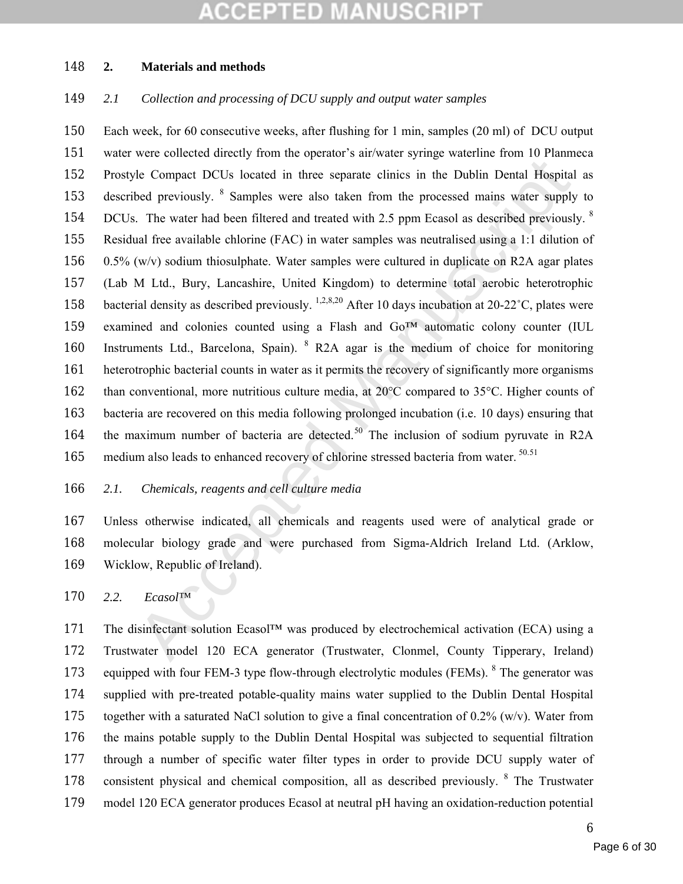## 2. Materials and methods

### *2.1 Collection and processing of DCU supply and output water samples*

Each week, for 60 consecutive weeks, after flushing for 1 min, samples (20 ml) of DCU output water were collected directly from the operator's air/water syringe waterline from 10 Planmeca Prostyle Compact DCUs located in three separate clinics in the Dublin Dental Hospital as described previously. [8] Samples were also taken from the processed mains water supply to DCUs. The water had been filtered and treated with 2.5 ppm Ecasol as described previously. [8] Residual free available chlorine (FAC) in water samples was neutralised using a 1:1 dilution of 0.5% (w/v) sodium thiosulphate. Water samples were cultured in duplicate on R2A agar plates (Lab M Ltd., Bury, Lancashire, United Kingdom) to determine total aerobic heterotrophic bacterial density as described previously. [1,2,8,20] After 10 days incubation at 20-22˚C, plates were examined and colonies counted using a Flash and Go™ automatic colony counter (IUL Instruments Ltd., Barcelona, Spain). [8] R2A agar is the medium of choice for monitoring heterotrophic bacterial counts in water as it permits the recovery of significantly more organisms than conventional, more nutritious culture media, at 20°C compared to 35°C. Higher counts of bacteria are recovered on this media following prolonged incubation (i.e. 10 days) ensuring that the maximum number of bacteria are detected. [50] The inclusion of sodium pyruvate in R2A medium also leads to enhanced recovery of chlorine stressed bacteria from water. [50.51]

### *2.1. Chemicals, reagents and cell culture media*

Unless otherwise indicated, all chemicals and reagents used were of analytical grade or molecular biology grade and were purchased from Sigma-Aldrich Ireland Ltd. (Arklow, Wicklow, Republic of Ireland).

### *2.2. Ecasol™*

The disinfectant solution Ecasol™ was produced by electrochemical activation (ECA) using a Trustwater model 120 ECA generator (Trustwater, Clonmel, County Tipperary, Ireland) equipped with four FEM-3 type flow-through electrolytic modules (FEMs). [8] The generator was supplied with pre-treated potable-quality mains water supplied to the Dublin Dental Hospital together with a saturated NaCl solution to give a final concentration of 0.2% (w/v). Water from the mains potable supply to the Dublin Dental Hospital was subjected to sequential filtration through a number of specific water filter types in order to provide DCU supply water of consistent physical and chemical composition, all as described previously. [8] The Trustwater model 120 ECA generator produces Ecasol at neutral pH having an oxidation-reduction potential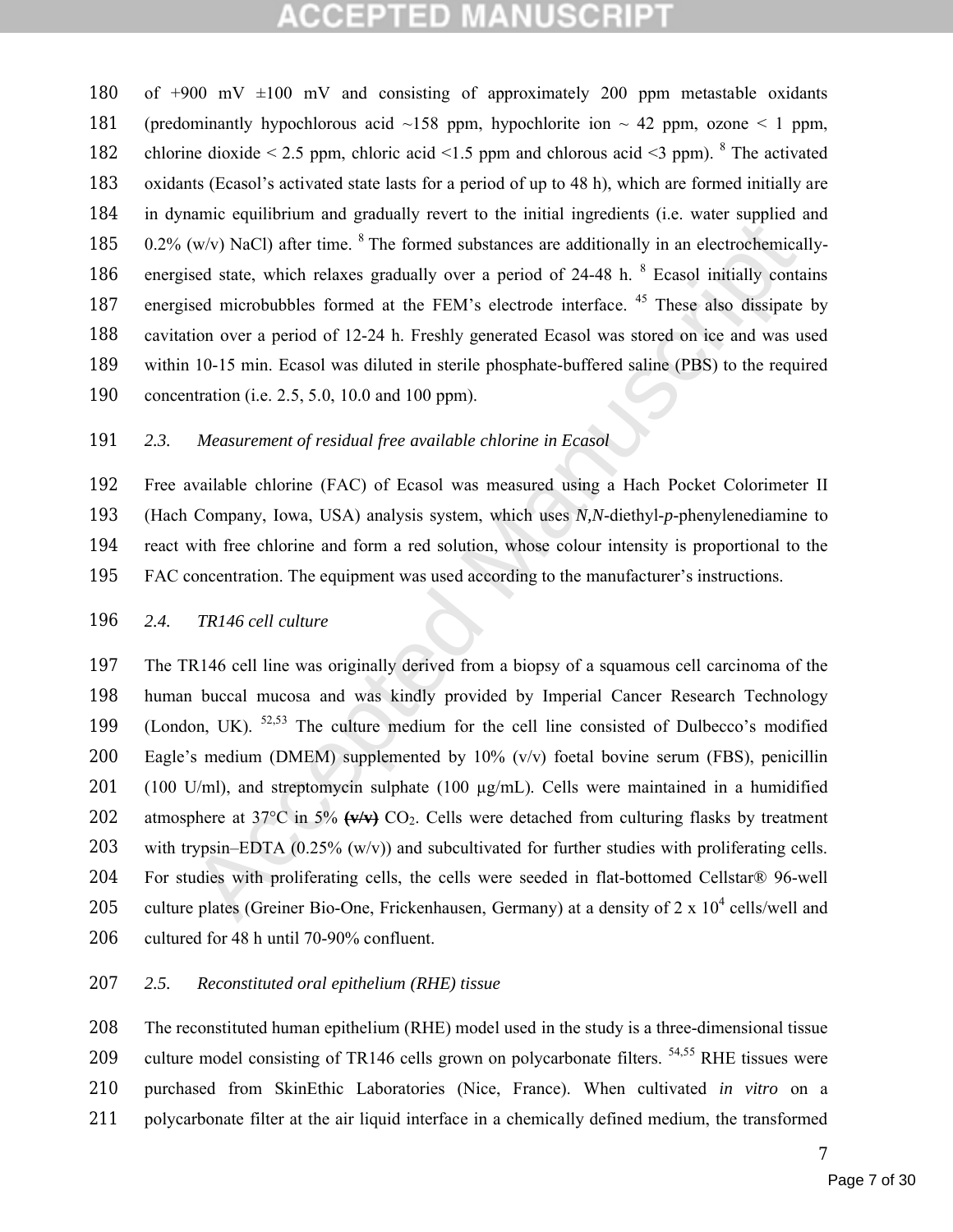of +900 mV ±100 mV and consisting of approximately 200 ppm metastable oxidants (predominantly hypochlorous acid ~158 ppm, hypochlorite ion ~ 42 ppm, ozone < 1 ppm, chlorine dioxide < 2.5 ppm, chloric acid <1.5 ppm and chlorous acid <3 ppm). [8] The activated oxidants (Ecasol's activated state lasts for a period of up to 48 h), which are formed initially are in dynamic equilibrium and gradually revert to the initial ingredients (i.e. water supplied and 0.2% (w/v) NaCl) after time. [8] The formed substances are additionally in an electrochemically-energised state, which relaxes gradually over a period of 24-48 h. [8] Ecasol initially contains energised microbubbles formed at the FEM's electrode interface. [45] These also dissipate by cavitation over a period of 12-24 h. Freshly generated Ecasol was stored on ice and was used within 10-15 min. Ecasol was diluted in sterile phosphate-buffered saline (PBS) to the required concentration (i.e. 2.5, 5.0, 10.0 and 100 ppm).

### *2.3. Measurement of residual free available chlorine in Ecasol*

Free available chlorine (FAC) of Ecasol was measured using a Hach Pocket Colorimeter II (Hach Company, Iowa, USA) analysis system, which uses *N,N*-diethyl-*p*-phenylenediamine to react with free chlorine and form a red solution, whose colour intensity is proportional to the FAC concentration. The equipment was used according to the manufacturer's instructions.

### *2.4. TR146 cell culture*

The TR146 cell line was originally derived from a biopsy of a squamous cell carcinoma of the human buccal mucosa and was kindly provided by Imperial Cancer Research Technology (London, UK). [52,53] The culture medium for the cell line consisted of Dulbecco's modified Eagle's medium (DMEM) supplemented by 10% (v/v) foetal bovine serum (FBS), penicillin (100 U/ml), and streptomycin sulphate (100 μg/mL). Cells were maintained in a humidified atmosphere at 37°C in 5% ~~(v/v)~~ $CO_2$. Cells were detached from culturing flasks by treatment with trypsin–EDTA (0.25% (w/v)) and subcultivated for further studies with proliferating cells. For studies with proliferating cells, the cells were seeded in flat-bottomed Cellstar® 96-well culture plates (Greiner Bio-One, Frickenhausen, Germany) at a density of 2 x $10^4$ cells/well and cultured for 48 h until 70-90% confluent.

### *2.5. Reconstituted oral epithelium (RHE) tissue*

The reconstituted human epithelium (RHE) model used in the study is a three-dimensional tissue culture model consisting of TR146 cells grown on polycarbonate filters. [54,55] RHE tissues were purchased from SkinEthic Laboratories (Nice, France). When cultivated *in vitro* on a polycarbonate filter at the air liquid interface in a chemically defined medium, the transformed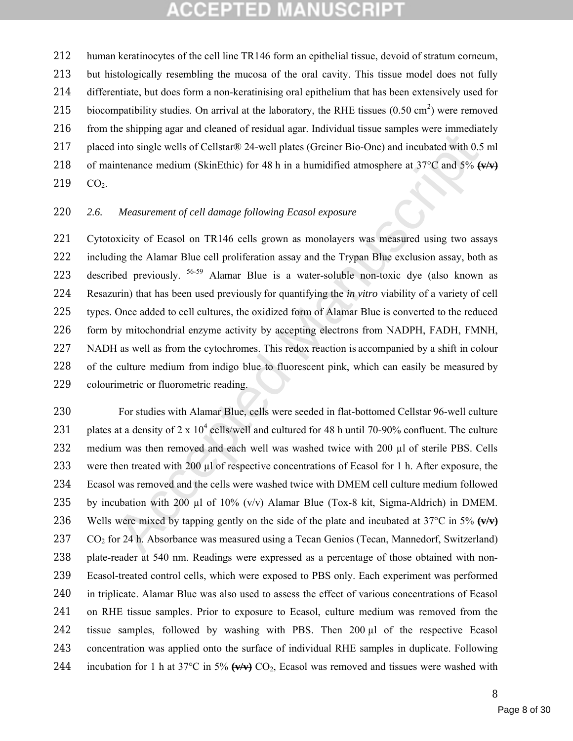human keratinocytes of the cell line TR146 form an epithelial tissue, devoid of stratum corneum, but histologically resembling the mucosa of the oral cavity. This tissue model does not fully differentiate, but does form a non-keratinising oral epithelium that has been extensively used for biocompatibility studies. On arrival at the laboratory, the RHE tissues (0.50 $cm^2$) were removed from the shipping agar and cleaned of residual agar. Individual tissue samples were immediately placed into single wells of Cellstar® 24-well plates (Greiner Bio-One) and incubated with 0.5 ml of maintenance medium (SkinEthic) for 48 h in a humidified atmosphere at 37°C and 5% ~~(v/v)~~ $CO_2$.

### 2.6. *Measurement of cell damage following Ecasol exposure*

Cytotoxicity of Ecasol on TR146 cells grown as monolayers was measured using two assays including the Alamar Blue cell proliferation assay and the Trypan Blue exclusion assay, both as described previously. [56-59] Alamar Blue is a water-soluble non-toxic dye (also known as Resazurin) that has been used previously for quantifying the *in vitro* viability of a variety of cell types. Once added to cell cultures, the oxidized form of Alamar Blue is converted to the reduced form by mitochondrial enzyme activity by accepting electrons from NADPH, FADH, FMNH, NADH as well as from the cytochromes. This redox reaction is accompanied by a shift in colour of the culture medium from indigo blue to fluorescent pink, which can easily be measured by colourimetric or fluorometric reading.

For studies with Alamar Blue, cells were seeded in flat-bottomed Cellstar 96-well culture plates at a density of $2 \times 10^4$ cells/well and cultured for 48 h until 70-90% confluent. The culture medium was then removed and each well was washed twice with 200 µl of sterile PBS. Cells were then treated with 200 µl of respective concentrations of Ecasol for 1 h. After exposure, the Ecasol was removed and the cells were washed twice with DMEM cell culture medium followed by incubation with 200 µl of 10% (v/v) Alamar Blue (Tox-8 kit, Sigma-Aldrich) in DMEM. Wells were mixed by tapping gently on the side of the plate and incubated at 37°C in 5% ~~(v/v)~~ $CO_2$ for 24 h. Absorbance was measured using a Tecan Genios (Tecan, Mannedorf, Switzerland) plate-reader at 540 nm. Readings were expressed as a percentage of those obtained with non-Ecasol-treated control cells, which were exposed to PBS only. Each experiment was performed in triplicate. Alamar Blue was also used to assess the effect of various concentrations of Ecasol on RHE tissue samples. Prior to exposure to Ecasol, culture medium was removed from the tissue samples, followed by washing with PBS. Then 200 µl of the respective Ecasol concentration was applied onto the surface of individual RHE samples in duplicate. Following incubation for 1 h at 37°C in 5% ~~(v/v)~~ $CO_2$, Ecasol was removed and tissues were washed with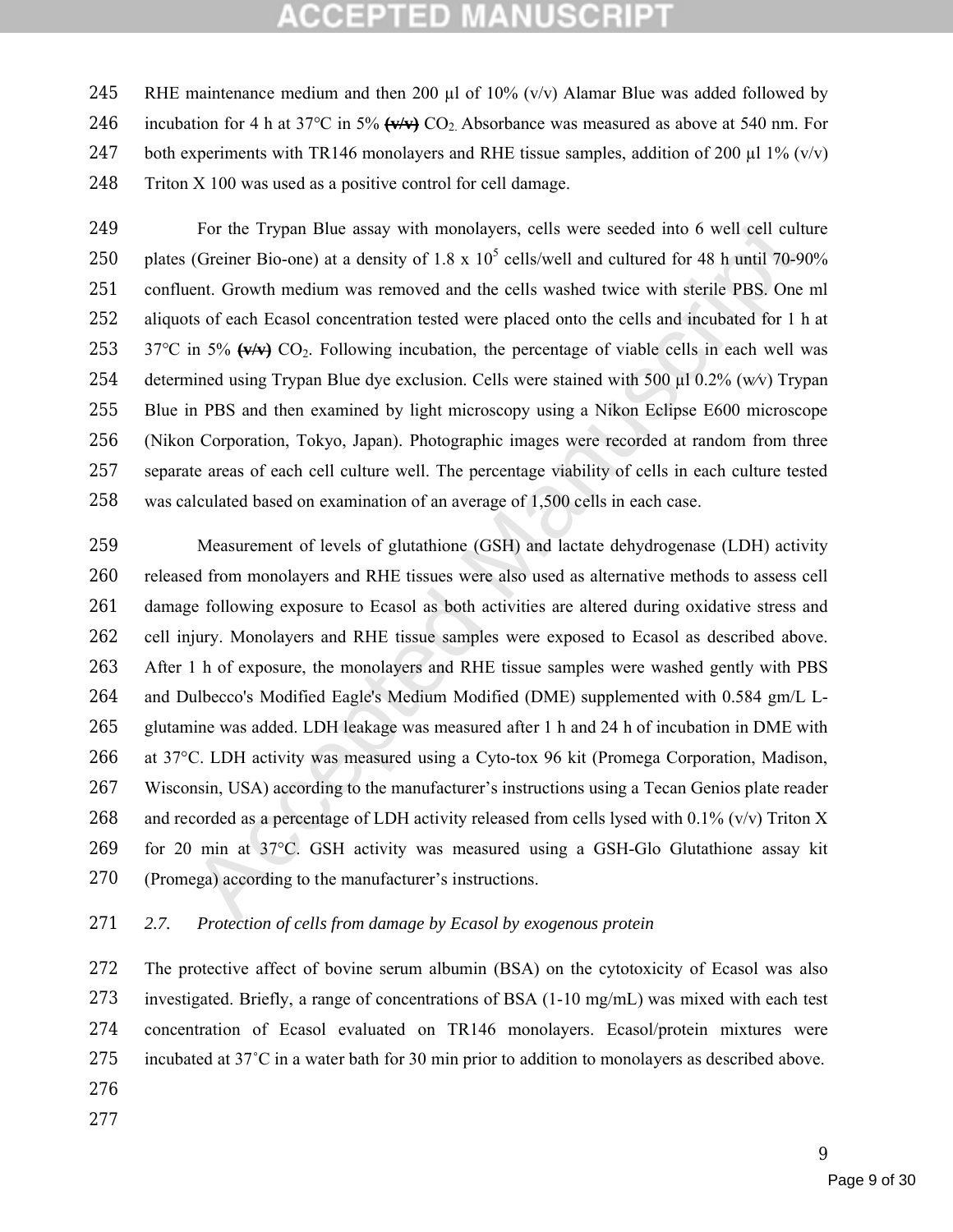RHE maintenance medium and then 200 µl of 10% (v/v) Alamar Blue was added followed by incubation for 4 h at 37°C in 5% ~~(v/v)~~ $CO_2$. Absorbance was measured as above at 540 nm. For both experiments with TR146 monolayers and RHE tissue samples, addition of 200 µl 1% (v/v) Triton X 100 was used as a positive control for cell damage.

For the Trypan Blue assay with monolayers, cells were seeded into 6 well cell culture plates (Greiner Bio-one) at a density of 1.8 x $10^5$ cells/well and cultured for 48 h until 70-90% confluent. Growth medium was removed and the cells washed twice with sterile PBS. One ml aliquots of each Ecasol concentration tested were placed onto the cells and incubated for 1 h at 37°C in 5% ~~(v/v)~~ $CO_2$. Following incubation, the percentage of viable cells in each well was determined using Trypan Blue dye exclusion. Cells were stained with 500 µl 0.2% (w/v) Trypan Blue in PBS and then examined by light microscopy using a Nikon Eclipse E600 microscope (Nikon Corporation, Tokyo, Japan). Photographic images were recorded at random from three separate areas of each cell culture well. The percentage viability of cells in each culture tested was calculated based on examination of an average of 1,500 cells in each case.

Measurement of levels of glutathione (GSH) and lactate dehydrogenase (LDH) activity released from monolayers and RHE tissues were also used as alternative methods to assess cell damage following exposure to Ecasol as both activities are altered during oxidative stress and cell injury. Monolayers and RHE tissue samples were exposed to Ecasol as described above. After 1 h of exposure, the monolayers and RHE tissue samples were washed gently with PBS and Dulbecco's Modified Eagle's Medium Modified (DME) supplemented with 0.584 gm/L L-glutamine was added. LDH leakage was measured after 1 h and 24 h of incubation in DME with at 37°C. LDH activity was measured using a Cyto-tox 96 kit (Promega Corporation, Madison, Wisconsin, USA) according to the manufacturer's instructions using a Tecan Genios plate reader and recorded as a percentage of LDH activity released from cells lysed with 0.1% (v/v) Triton X for 20 min at 37°C. GSH activity was measured using a GSH-Glo Glutathione assay kit (Promega) according to the manufacturer's instructions.

### *2.7. Protection of cells from damage by Ecasol by exogenous protein*

The protective affect of bovine serum albumin (BSA) on the cytotoxicity of Ecasol was also investigated. Briefly, a range of concentrations of BSA (1-10 mg/mL) was mixed with each test concentration of Ecasol evaluated on TR146 monolayers. Ecasol/protein mixtures were incubated at 37˚C in a water bath for 30 min prior to addition to monolayers as described above.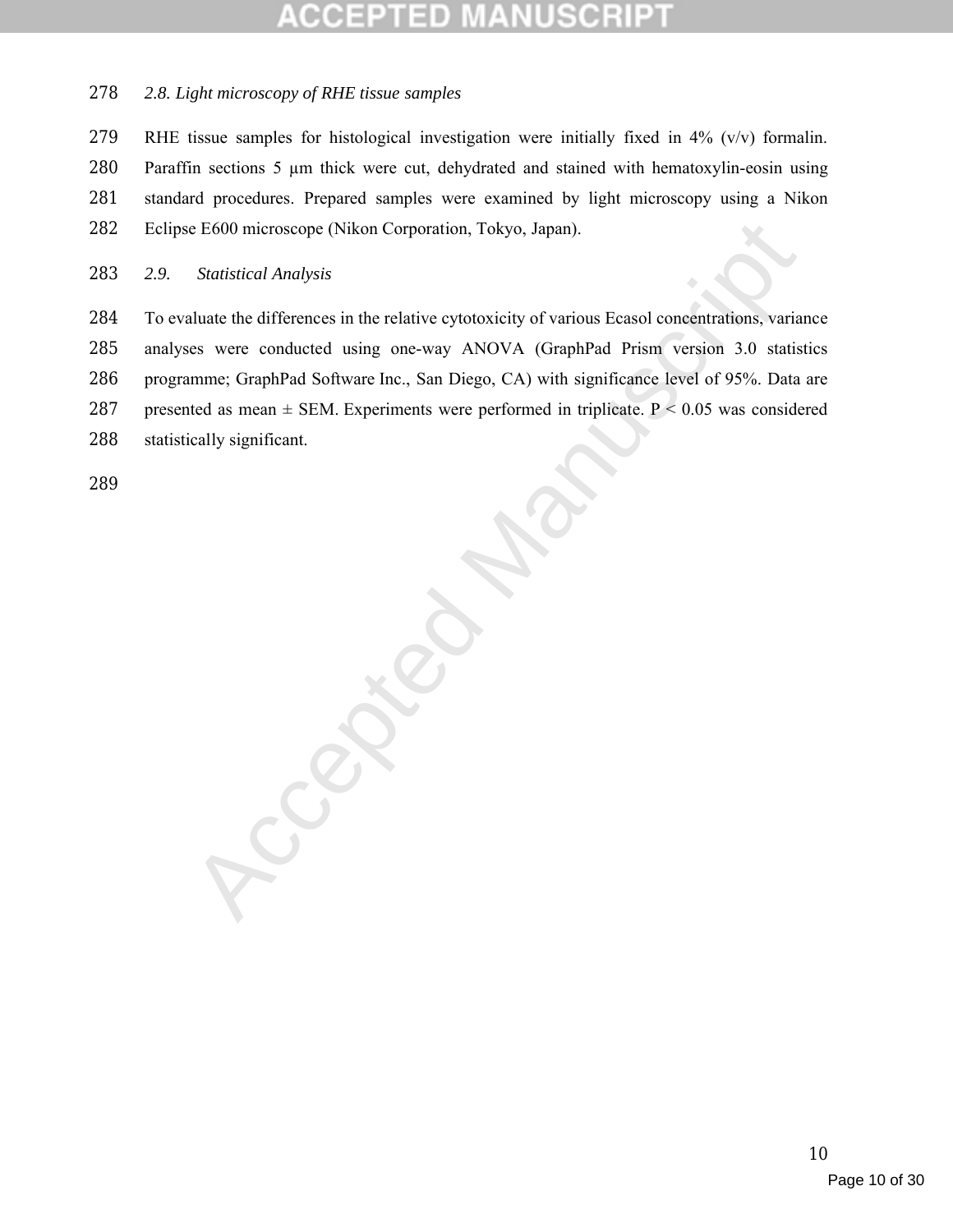### *2.8. Light microscopy of RHE tissue samples*

RHE tissue samples for histological investigation were initially fixed in 4% (v/v) formalin. Paraffin sections 5 μm thick were cut, dehydrated and stained with hematoxylin-eosin using standard procedures. Prepared samples were examined by light microscopy using a Nikon Eclipse E600 microscope (Nikon Corporation, Tokyo, Japan).

### *2.9. Statistical Analysis*

To evaluate the differences in the relative cytotoxicity of various Ecasol concentrations, variance analyses were conducted using one-way ANOVA (GraphPad Prism version 3.0 statistics programme; GraphPad Software Inc., San Diego, CA) with significance level of 95%. Data are presented as mean ± SEM. Experiments were performed in triplicate. $P < 0.05$ was considered statistically significant.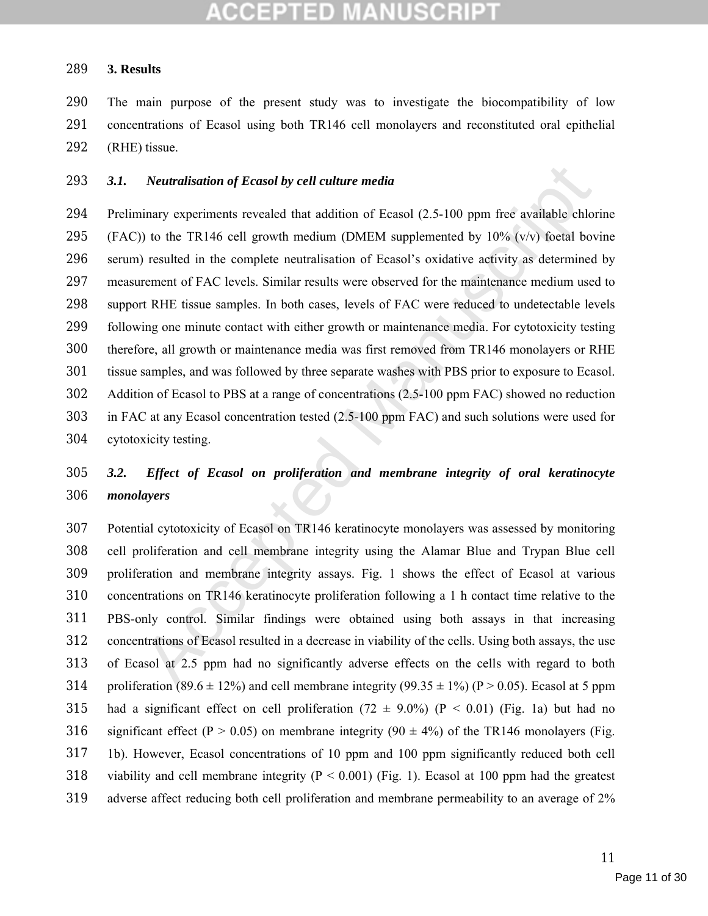## 3. Results

The main purpose of the present study was to investigate the biocompatibility of low concentrations of Ecasol using both TR146 cell monolayers and reconstituted oral epithelial (RHE) tissue.

### *3.1. Neutralisation of Ecasol by cell culture media*

Preliminary experiments revealed that addition of Ecasol (2.5-100 ppm free available chlorine (FAC)) to the TR146 cell growth medium (DMEM supplemented by 10% (v/v) foetal bovine serum) resulted in the complete neutralisation of Ecasol's oxidative activity as determined by measurement of FAC levels. Similar results were observed for the maintenance medium used to support RHE tissue samples. In both cases, levels of FAC were reduced to undetectable levels following one minute contact with either growth or maintenance media. For cytotoxicity testing therefore, all growth or maintenance media was first removed from TR146 monolayers or RHE tissue samples, and was followed by three separate washes with PBS prior to exposure to Ecasol. Addition of Ecasol to PBS at a range of concentrations (2.5-100 ppm FAC) showed no reduction in FAC at any Ecasol concentration tested (2.5-100 ppm FAC) and such solutions were used for cytotoxicity testing.

### *3.2. Effect of Ecasol on proliferation and membrane integrity of oral keratinocyte monolayers*

Potential cytotoxicity of Ecasol on TR146 keratinocyte monolayers was assessed by monitoring cell proliferation and cell membrane integrity using the Alamar Blue and Trypan Blue cell proliferation and membrane integrity assays. Fig. 1 shows the effect of Ecasol at various concentrations on TR146 keratinocyte proliferation following a 1 h contact time relative to the PBS-only control. Similar findings were obtained using both assays in that increasing concentrations of Ecasol resulted in a decrease in viability of the cells. Using both assays, the use of Ecasol at 2.5 ppm had no significantly adverse effects on the cells with regard to both proliferation (89.6 ± 12%) and cell membrane integrity (99.35 ± 1%) ($P > 0.05$). Ecasol at 5 ppm had a significant effect on cell proliferation (72 ± 9.0%) ($P < 0.01$) (Fig. 1a) but had no significant effect ($P > 0.05$) on membrane integrity (90 ± 4%) of the TR146 monolayers (Fig. 1b). However, Ecasol concentrations of 10 ppm and 100 ppm significantly reduced both cell viability and cell membrane integrity ($P < 0.001$) (Fig. 1). Ecasol at 100 ppm had the greatest adverse affect reducing both cell proliferation and membrane permeability to an average of 2%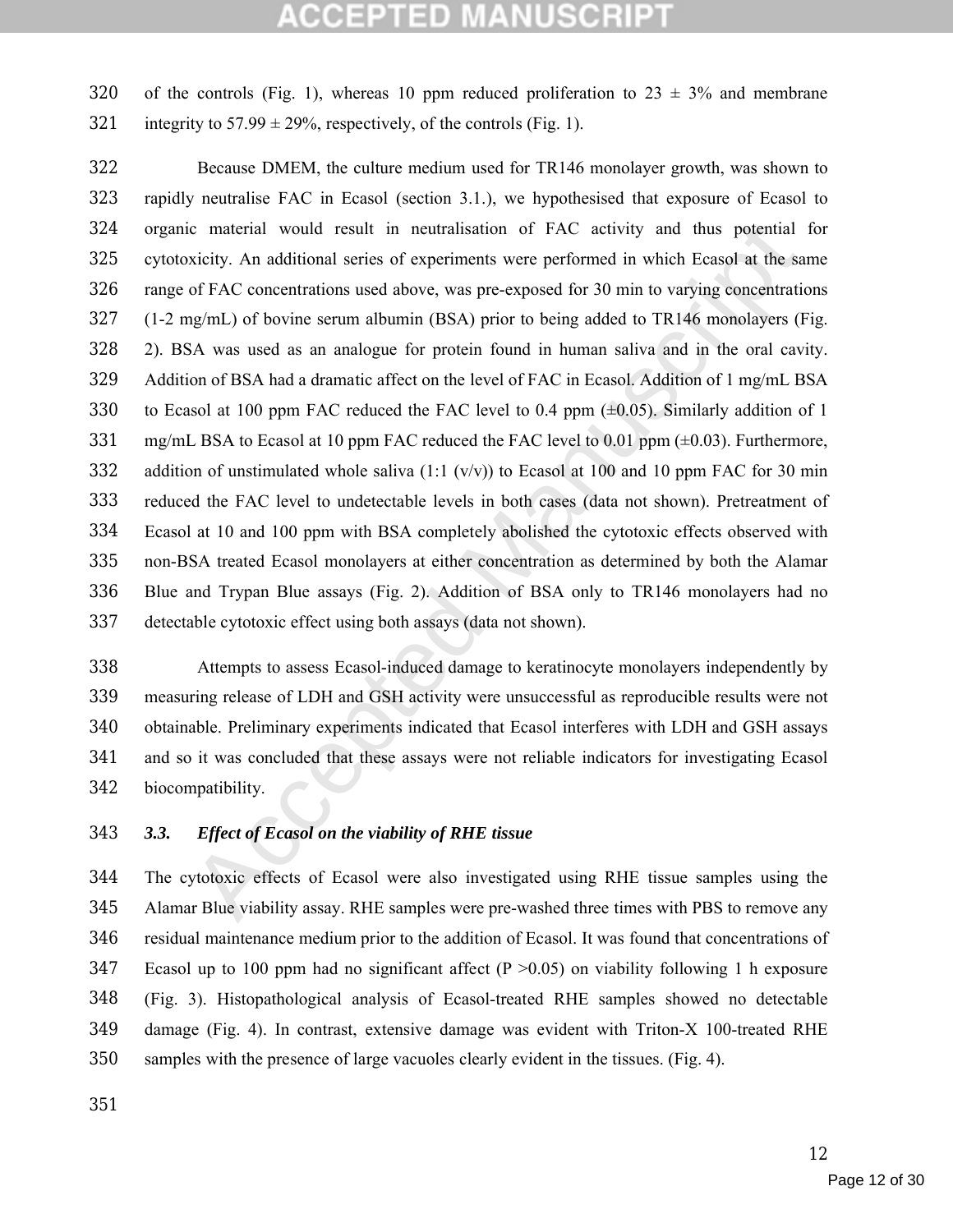of the controls (Fig. 1), whereas 10 ppm reduced proliferation to 23 ± 3% and membrane integrity to 57.99 ± 29%, respectively, of the controls (Fig. 1).

Because DMEM, the culture medium used for TR146 monolayer growth, was shown to rapidly neutralise FAC in Ecasol (section 3.1.), we hypothesised that exposure of Ecasol to organic material would result in neutralisation of FAC activity and thus potential for cytotoxicity. An additional series of experiments were performed in which Ecasol at the same range of FAC concentrations used above, was pre-exposed for 30 min to varying concentrations (1-2 mg/mL) of bovine serum albumin (BSA) prior to being added to TR146 monolayers (Fig. 2). BSA was used as an analogue for protein found in human saliva and in the oral cavity. Addition of BSA had a dramatic affect on the level of FAC in Ecasol. Addition of 1 mg/mL BSA to Ecasol at 100 ppm FAC reduced the FAC level to 0.4 ppm (±0.05). Similarly addition of 1 mg/mL BSA to Ecasol at 10 ppm FAC reduced the FAC level to 0.01 ppm (±0.03). Furthermore, addition of unstimulated whole saliva (1:1 (v/v)) to Ecasol at 100 and 10 ppm FAC for 30 min reduced the FAC level to undetectable levels in both cases (data not shown). Pretreatment of Ecasol at 10 and 100 ppm with BSA completely abolished the cytotoxic effects observed with non-BSA treated Ecasol monolayers at either concentration as determined by both the Alamar Blue and Trypan Blue assays (Fig. 2). Addition of BSA only to TR146 monolayers had no detectable cytotoxic effect using both assays (data not shown).

Attempts to assess Ecasol-induced damage to keratinocyte monolayers independently by measuring release of LDH and GSH activity were unsuccessful as reproducible results were not obtainable. Preliminary experiments indicated that Ecasol interferes with LDH and GSH assays and so it was concluded that these assays were not reliable indicators for investigating Ecasol biocompatibility.

### *3.3. Effect of Ecasol on the viability of RHE tissue*

The cytotoxic effects of Ecasol were also investigated using RHE tissue samples using the Alamar Blue viability assay. RHE samples were pre-washed three times with PBS to remove any residual maintenance medium prior to the addition of Ecasol. It was found that concentrations of Ecasol up to 100 ppm had no significant affect ($P > 0.05$) on viability following 1 h exposure (Fig. 3). Histopathological analysis of Ecasol-treated RHE samples showed no detectable damage (Fig. 4). In contrast, extensive damage was evident with Triton-X 100-treated RHE samples with the presence of large vacuoles clearly evident in the tissues. (Fig. 4).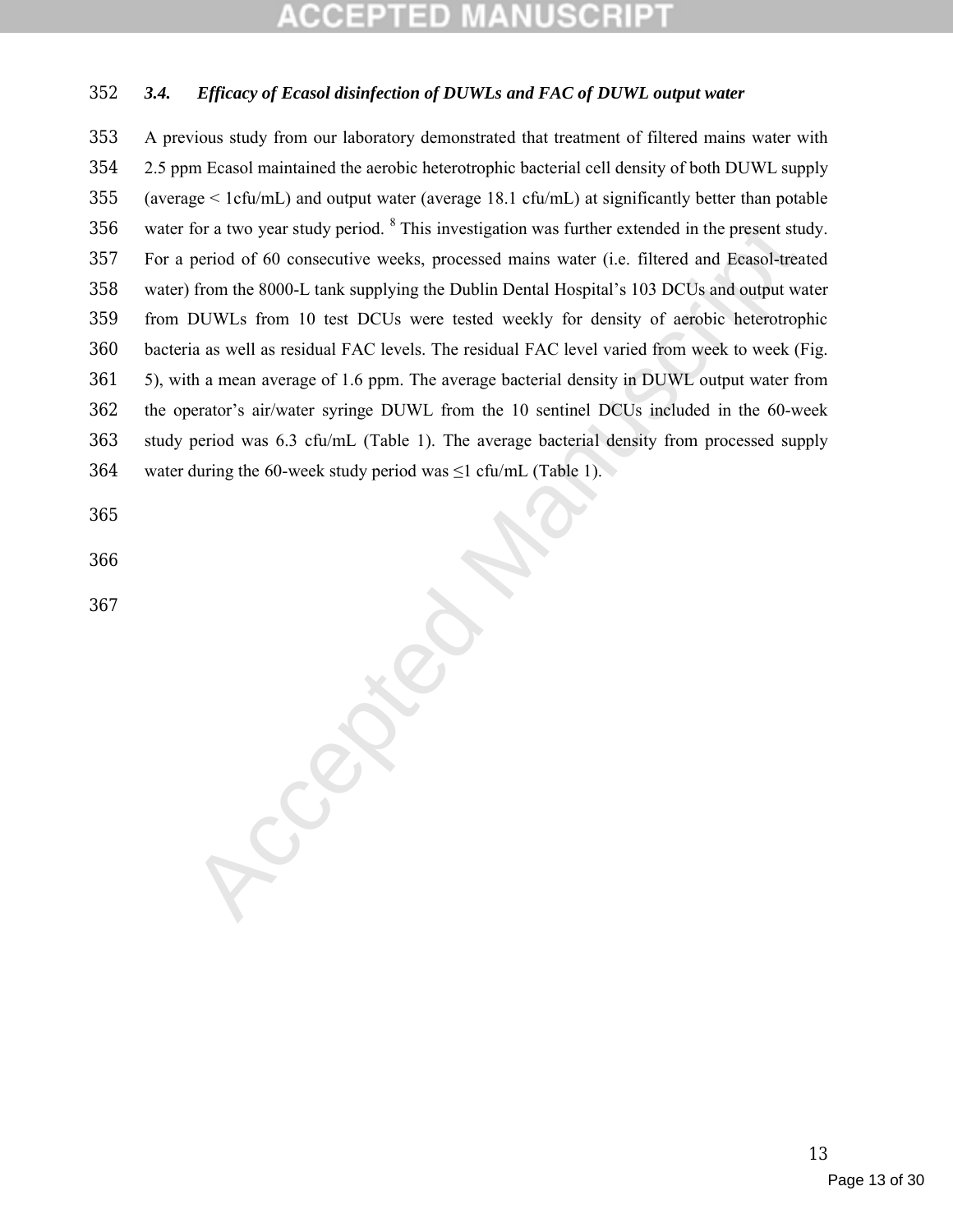### *3.4. Efficacy of Ecasol disinfection of DUWLs and FAC of DUWL output water*

A previous study from our laboratory demonstrated that treatment of filtered mains water with 2.5 ppm Ecasol maintained the aerobic heterotrophic bacterial cell density of both DUWL supply (average < 1cfu/mL) and output water (average 18.1 cfu/mL) at significantly better than potable water for a two year study period. [8] This investigation was further extended in the present study. For a period of 60 consecutive weeks, processed mains water (i.e. filtered and Ecasol-treated water) from the 8000-L tank supplying the Dublin Dental Hospital's 103 DCUs and output water from DUWLs from 10 test DCUs were tested weekly for density of aerobic heterotrophic bacteria as well as residual FAC levels. The residual FAC level varied from week to week (Fig. 5), with a mean average of 1.6 ppm. The average bacterial density in DUWL output water from the operator's air/water syringe DUWL from the 10 sentinel DCUs included in the 60-week study period was 6.3 cfu/mL (Table 1). The average bacterial density from processed supply water during the 60-week study period was ≤1 cfu/mL (Table 1).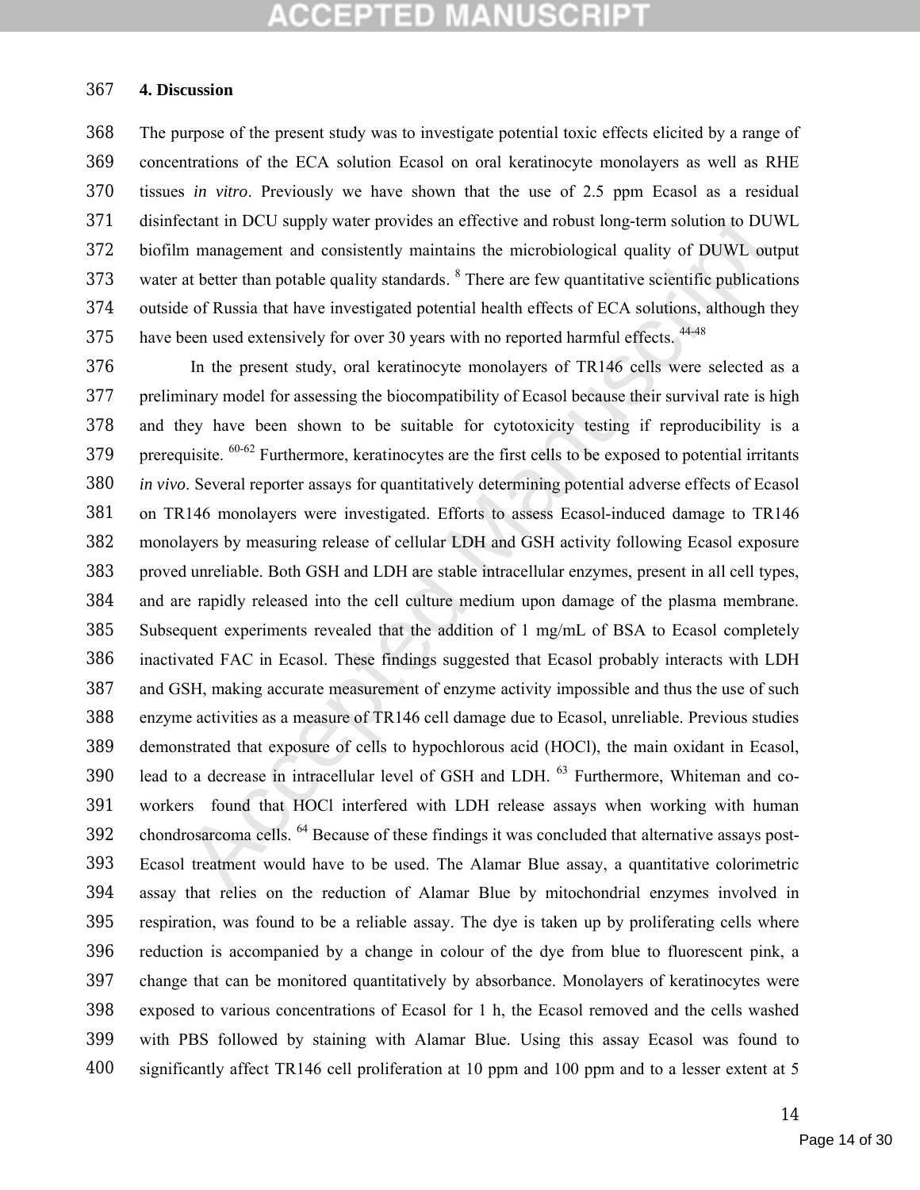## 4. Discussion

The purpose of the present study was to investigate potential toxic effects elicited by a range of concentrations of the ECA solution Ecasol on oral keratinocyte monolayers as well as RHE tissues *in vitro*. Previously we have shown that the use of 2.5 ppm Ecasol as a residual disinfectant in DCU supply water provides an effective and robust long-term solution to DUWL biofilm management and consistently maintains the microbiological quality of DUWL output water at better than potable quality standards. [8] There are few quantitative scientific publications outside of Russia that have investigated potential health effects of ECA solutions, although they have been used extensively for over 30 years with no reported harmful effects. [44-48]

In the present study, oral keratinocyte monolayers of TR146 cells were selected as a preliminary model for assessing the biocompatibility of Ecasol because their survival rate is high and they have been shown to be suitable for cytotoxicity testing if reproducibility is a prerequisite. [60-62] Furthermore, keratinocytes are the first cells to be exposed to potential irritants *in vivo*. Several reporter assays for quantitatively determining potential adverse effects of Ecasol on TR146 monolayers were investigated. Efforts to assess Ecasol-induced damage to TR146 monolayers by measuring release of cellular LDH and GSH activity following Ecasol exposure proved unreliable. Both GSH and LDH are stable intracellular enzymes, present in all cell types, and are rapidly released into the cell culture medium upon damage of the plasma membrane. Subsequent experiments revealed that the addition of 1 mg/mL of BSA to Ecasol completely inactivated FAC in Ecasol. These findings suggested that Ecasol probably interacts with LDH and GSH, making accurate measurement of enzyme activity impossible and thus the use of such enzyme activities as a measure of TR146 cell damage due to Ecasol, unreliable. Previous studies demonstrated that exposure of cells to hypochlorous acid (HOCl), the main oxidant in Ecasol, lead to a decrease in intracellular level of GSH and LDH. [63] Furthermore, Whiteman and co-workers found that HOCl interfered with LDH release assays when working with human chondrosarcoma cells. [64] Because of these findings it was concluded that alternative assays post-Ecasol treatment would have to be used. The Alamar Blue assay, a quantitative colorimetric assay that relies on the reduction of Alamar Blue by mitochondrial enzymes involved in respiration, was found to be a reliable assay. The dye is taken up by proliferating cells where reduction is accompanied by a change in colour of the dye from blue to fluorescent pink, a change that can be monitored quantitatively by absorbance. Monolayers of keratinocytes were exposed to various concentrations of Ecasol for 1 h, the Ecasol removed and the cells washed with PBS followed by staining with Alamar Blue. Using this assay Ecasol was found to significantly affect TR146 cell proliferation at 10 ppm and 100 ppm and to a lesser extent at 5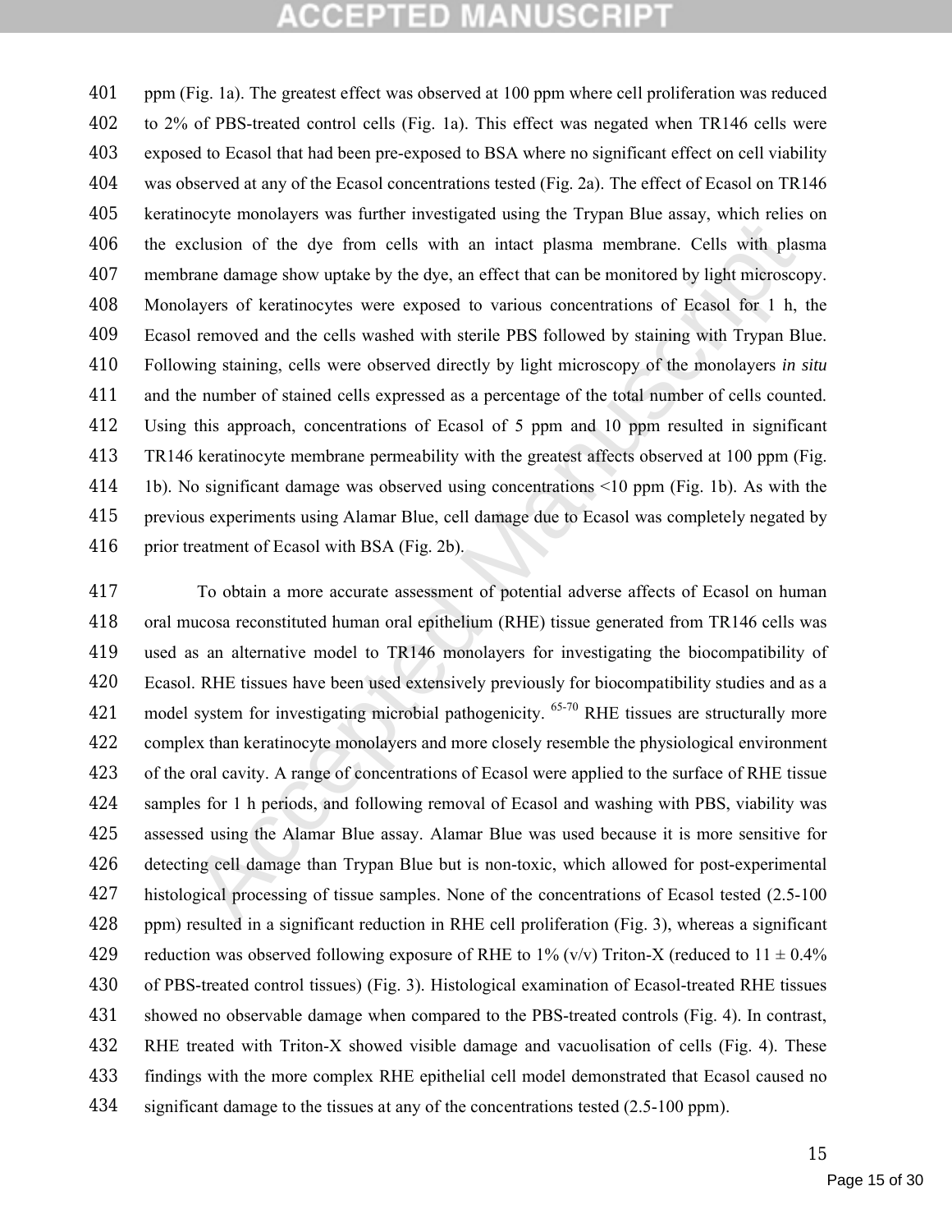ppm (Fig. 1a). The greatest effect was observed at 100 ppm where cell proliferation was reduced to 2% of PBS-treated control cells (Fig. 1a). This effect was negated when TR146 cells were exposed to Ecasol that had been pre-exposed to BSA where no significant effect on cell viability was observed at any of the Ecasol concentrations tested (Fig. 2a). The effect of Ecasol on TR146 keratinocyte monolayers was further investigated using the Trypan Blue assay, which relies on the exclusion of the dye from cells with an intact plasma membrane. Cells with plasma membrane damage show uptake by the dye, an effect that can be monitored by light microscopy. Monolayers of keratinocytes were exposed to various concentrations of Ecasol for 1 h, the Ecasol removed and the cells washed with sterile PBS followed by staining with Trypan Blue. Following staining, cells were observed directly by light microscopy of the monolayers *in situ* and the number of stained cells expressed as a percentage of the total number of cells counted. Using this approach, concentrations of Ecasol of 5 ppm and 10 ppm resulted in significant TR146 keratinocyte membrane permeability with the greatest affects observed at 100 ppm (Fig. 1b). No significant damage was observed using concentrations <10 ppm (Fig. 1b). As with the previous experiments using Alamar Blue, cell damage due to Ecasol was completely negated by prior treatment of Ecasol with BSA (Fig. 2b).

To obtain a more accurate assessment of potential adverse affects of Ecasol on human oral mucosa reconstituted human oral epithelium (RHE) tissue generated from TR146 cells was used as an alternative model to TR146 monolayers for investigating the biocompatibility of Ecasol. RHE tissues have been used extensively previously for biocompatibility studies and as a model system for investigating microbial pathogenicity. [65-70] RHE tissues are structurally more complex than keratinocyte monolayers and more closely resemble the physiological environment of the oral cavity. A range of concentrations of Ecasol were applied to the surface of RHE tissue samples for 1 h periods, and following removal of Ecasol and washing with PBS, viability was assessed using the Alamar Blue assay. Alamar Blue was used because it is more sensitive for detecting cell damage than Trypan Blue but is non-toxic, which allowed for post-experimental histological processing of tissue samples. None of the concentrations of Ecasol tested (2.5-100 ppm) resulted in a significant reduction in RHE cell proliferation (Fig. 3), whereas a significant reduction was observed following exposure of RHE to 1% (v/v) Triton-X (reduced to 11 ± 0.4% of PBS-treated control tissues) (Fig. 3). Histological examination of Ecasol-treated RHE tissues showed no observable damage when compared to the PBS-treated controls (Fig. 4). In contrast, RHE treated with Triton-X showed visible damage and vacuolisation of cells (Fig. 4). These findings with the more complex RHE epithelial cell model demonstrated that Ecasol caused no significant damage to the tissues at any of the concentrations tested (2.5-100 ppm).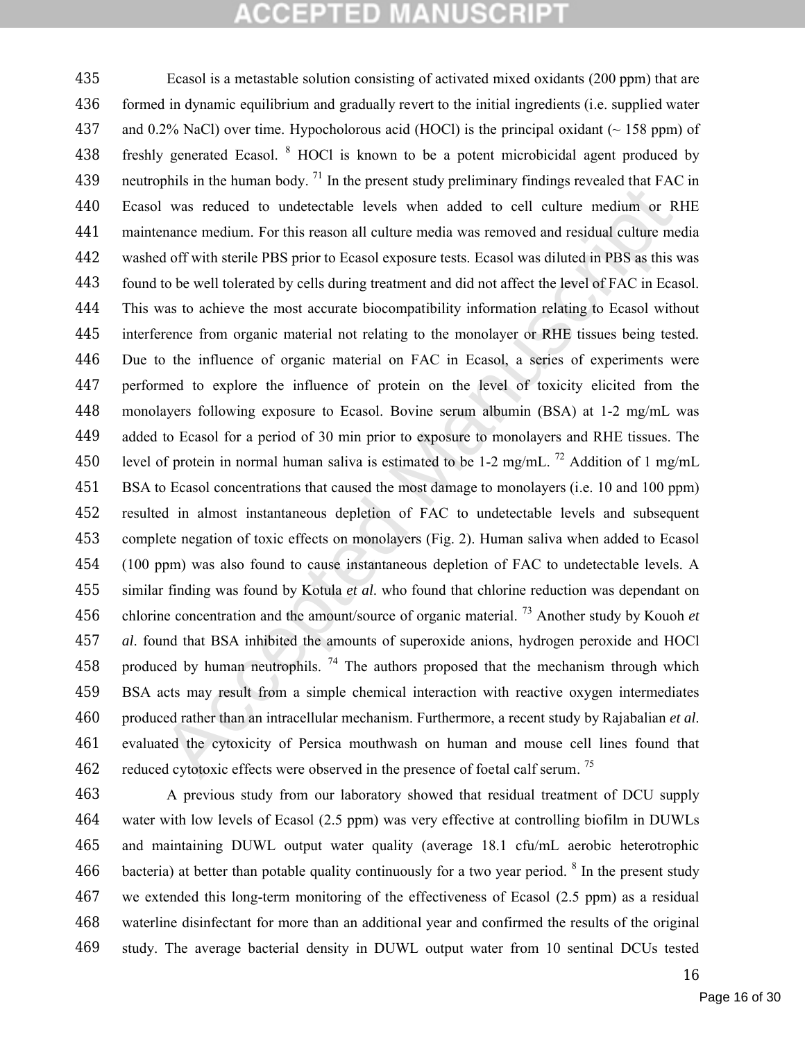Ecasol is a metastable solution consisting of activated mixed oxidants (200 ppm) that are formed in dynamic equilibrium and gradually revert to the initial ingredients (i.e. supplied water and 0.2% NaCl) over time. Hypocholorous acid (HOCl) is the principal oxidant (~ 158 ppm) of freshly generated Ecasol. [8] HOCl is known to be a potent microbicidal agent produced by neutrophils in the human body. [71] In the present study preliminary findings revealed that FAC in Ecasol was reduced to undetectable levels when added to cell culture medium or RHE maintenance medium. For this reason all culture media was removed and residual culture media washed off with sterile PBS prior to Ecasol exposure tests. Ecasol was diluted in PBS as this was found to be well tolerated by cells during treatment and did not affect the level of FAC in Ecasol. This was to achieve the most accurate biocompatibility information relating to Ecasol without interference from organic material not relating to the monolayer or RHE tissues being tested. Due to the influence of organic material on FAC in Ecasol, a series of experiments were performed to explore the influence of protein on the level of toxicity elicited from the monolayers following exposure to Ecasol. Bovine serum albumin (BSA) at 1-2 mg/mL was added to Ecasol for a period of 30 min prior to exposure to monolayers and RHE tissues. The level of protein in normal human saliva is estimated to be 1-2 mg/mL. [72] Addition of 1 mg/mL BSA to Ecasol concentrations that caused the most damage to monolayers (i.e. 10 and 100 ppm) resulted in almost instantaneous depletion of FAC to undetectable levels and subsequent complete negation of toxic effects on monolayers (Fig. 2). Human saliva when added to Ecasol (100 ppm) was also found to cause instantaneous depletion of FAC to undetectable levels. A similar finding was found by Kotula *et al*. who found that chlorine reduction was dependant on chlorine concentration and the amount/source of organic material. [73] Another study by Kouoh *et al*. found that BSA inhibited the amounts of superoxide anions, hydrogen peroxide and HOCl produced by human neutrophils. [74] The authors proposed that the mechanism through which BSA acts may result from a simple chemical interaction with reactive oxygen intermediates produced rather than an intracellular mechanism. Furthermore, a recent study by Rajabalian *et al*. evaluated the cytoxicity of Persica mouthwash on human and mouse cell lines found that reduced cytotoxic effects were observed in the presence of foetal calf serum. [75]

A previous study from our laboratory showed that residual treatment of DCU supply water with low levels of Ecasol (2.5 ppm) was very effective at controlling biofilm in DUWLs and maintaining DUWL output water quality (average 18.1 cfu/mL aerobic heterotrophic bacteria) at better than potable quality continuously for a two year period. [8] In the present study we extended this long-term monitoring of the effectiveness of Ecasol (2.5 ppm) as a residual waterline disinfectant for more than an additional year and confirmed the results of the original study. The average bacterial density in DUWL output water from 10 sentinal DCUs tested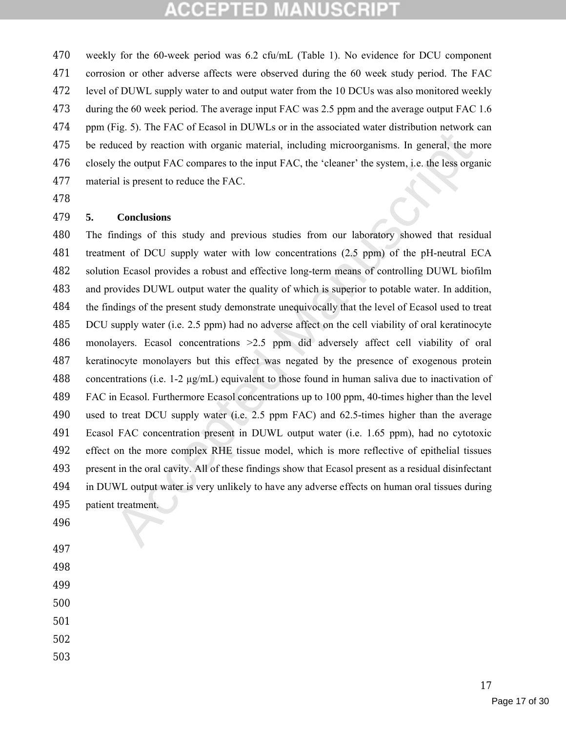weekly for the 60-week period was 6.2 cfu/mL (Table 1). No evidence for DCU component corrosion or other adverse affects were observed during the 60 week study period. The FAC level of DUWL supply water to and output water from the 10 DCUs was also monitored weekly during the 60 week period. The average input FAC was 2.5 ppm and the average output FAC 1.6 ppm (Fig. 5). The FAC of Ecasol in DUWLs or in the associated water distribution network can be reduced by reaction with organic material, including microorganisms. In general, the more closely the output FAC compares to the input FAC, the 'cleaner' the system, i.e. the less organic material is present to reduce the FAC.

## 5. Conclusions

The findings of this study and previous studies from our laboratory showed that residual treatment of DCU supply water with low concentrations (2.5 ppm) of the pH-neutral ECA solution Ecasol provides a robust and effective long-term means of controlling DUWL biofilm and provides DUWL output water the quality of which is superior to potable water. In addition, the findings of the present study demonstrate unequivocally that the level of Ecasol used to treat DCU supply water (i.e. 2.5 ppm) had no adverse affect on the cell viability of oral keratinocyte monolayers. Ecasol concentrations >2.5 ppm did adversely affect cell viability of oral keratinocyte monolayers but this effect was negated by the presence of exogenous protein concentrations (i.e. 1-2 μg/mL) equivalent to those found in human saliva due to inactivation of FAC in Ecasol. Furthermore Ecasol concentrations up to 100 ppm, 40-times higher than the level used to treat DCU supply water (i.e. 2.5 ppm FAC) and 62.5-times higher than the average Ecasol FAC concentration present in DUWL output water (i.e. 1.65 ppm), had no cytotoxic effect on the more complex RHE tissue model, which is more reflective of epithelial tissues present in the oral cavity. All of these findings show that Ecasol present as a residual disinfectant in DUWL output water is very unlikely to have any adverse effects on human oral tissues during patient treatment.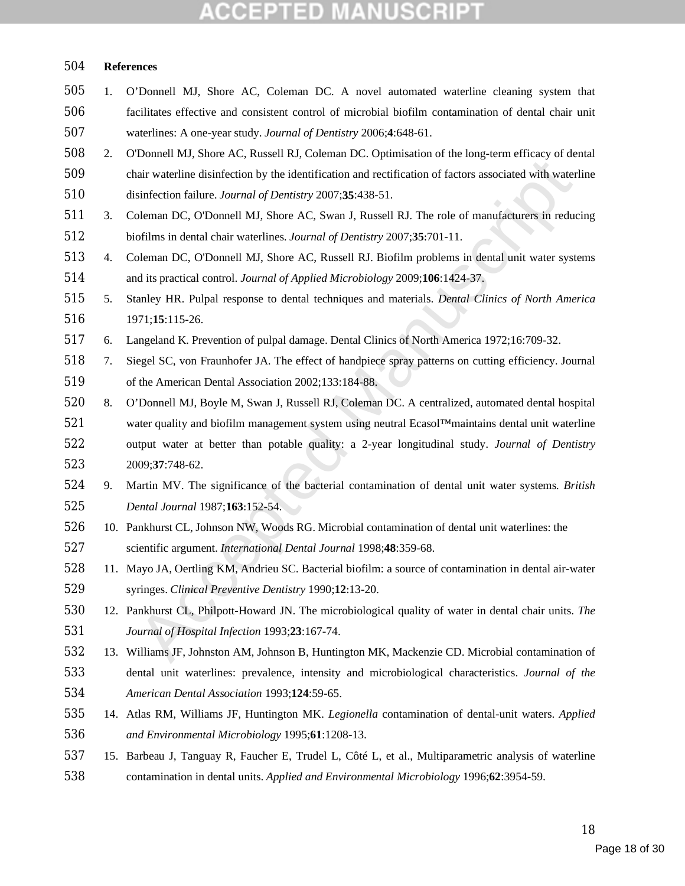**References**

1. O'Donnell MJ, Shore AC, Coleman DC. A novel automated waterline cleaning system that facilitates effective and consistent control of microbial biofilm contamination of dental chair unit waterlines: A one-year study. *Journal of Dentistry* 2006;**4**:648-61.
2. O'Donnell MJ, Shore AC, Russell RJ, Coleman DC. Optimisation of the long-term efficacy of dental chair waterline disinfection by the identification and rectification of factors associated with waterline disinfection failure. *Journal of Dentistry* 2007;**35**:438-51.
3. Coleman DC, O'Donnell MJ, Shore AC, Swan J, Russell RJ. The role of manufacturers in reducing biofilms in dental chair waterlines. *Journal of Dentistry* 2007;**35**:701-11.
4. Coleman DC, O'Donnell MJ, Shore AC, Russell RJ. Biofilm problems in dental unit water systems and its practical control. *Journal of Applied Microbiology* 2009;**106**:1424-37.
5. Stanley HR. Pulpal response to dental techniques and materials. *Dental Clinics of North America* 1971;**15**:115-26.
6. Langeland K. Prevention of pulpal damage. Dental Clinics of North America 1972;16:709-32.
7. Siegel SC, von Fraunhofer JA. The effect of handpiece spray patterns on cutting efficiency. Journal of the American Dental Association 2002;133:184-88.
8. O'Donnell MJ, Boyle M, Swan J, Russell RJ, Coleman DC. A centralized, automated dental hospital water quality and biofilm management system using neutral Ecasol™maintains dental unit waterline output water at better than potable quality: a 2-year longitudinal study. *Journal of Dentistry* 2009;**37**:748-62.
9. Martin MV. The significance of the bacterial contamination of dental unit water systems. *British Dental Journal* 1987;**163**:152-54.
10. Pankhurst CL, Johnson NW, Woods RG. Microbial contamination of dental unit waterlines: the scientific argument. *International Dental Journal* 1998;**48**:359-68.
11. Mayo JA, Oertling KM, Andrieu SC. Bacterial biofilm: a source of contamination in dental air-water syringes. *Clinical Preventive Dentistry* 1990;**12**:13-20.
12. Pankhurst CL, Philpott-Howard JN. The microbiological quality of water in dental chair units. *The Journal of Hospital Infection* 1993;**23**:167-74.
13. Williams JF, Johnston AM, Johnson B, Huntington MK, Mackenzie CD. Microbial contamination of dental unit waterlines: prevalence, intensity and microbiological characteristics. *Journal of the American Dental Association* 1993;**124**:59-65.
14. Atlas RM, Williams JF, Huntington MK. *Legionella* contamination of dental-unit waters. *Applied and Environmental Microbiology* 1995;**61**:1208-13.
15. Barbeau J, Tanguay R, Faucher E, Trudel L, Côté L, et al., Multiparametric analysis of waterline contamination in dental units. *Applied and Environmental Microbiology* 1996;**62**:3954-59.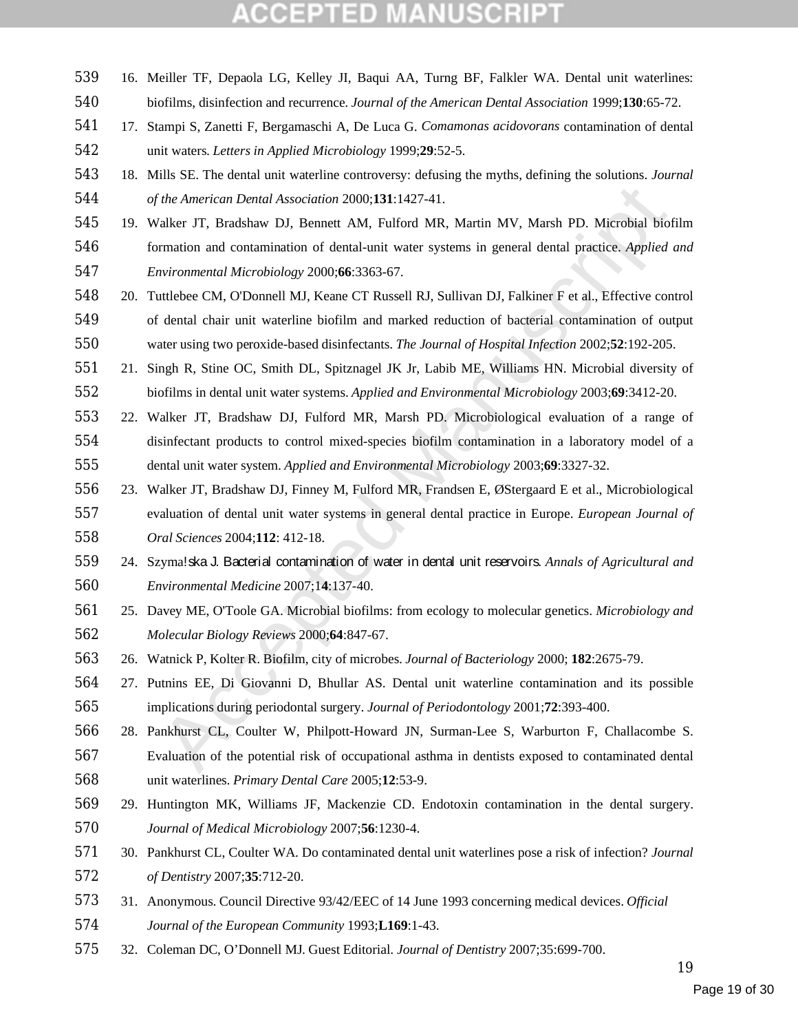16. Meiller TF, Depaola LG, Kelley JI, Baqui AA, Turng BF, Falkler WA. Dental unit waterlines: biofilms, disinfection and recurrence. *Journal of the American Dental Association* 1999;**130**:65-72.
17. Stampi S, Zanetti F, Bergamaschi A, De Luca G. *Comamonas acidovorans* contamination of dental unit waters. *Letters in Applied Microbiology* 1999;**29**:52-5.
18. Mills SE. The dental unit waterline controversy: defusing the myths, defining the solutions. *Journal of the American Dental Association* 2000;**131**:1427-41.
19. Walker JT, Bradshaw DJ, Bennett AM, Fulford MR, Martin MV, Marsh PD. Microbial biofilm formation and contamination of dental-unit water systems in general dental practice. *Applied and Environmental Microbiology* 2000;**66**:3363-67.
20. Tuttlebee CM, O'Donnell MJ, Keane CT Russell RJ, Sullivan DJ, Falkiner F et al., Effective control of dental chair unit waterline biofilm and marked reduction of bacterial contamination of output water using two peroxide-based disinfectants. *The Journal of Hospital Infection* 2002;**52**:192-205.
21. Singh R, Stine OC, Smith DL, Spitznagel JK Jr, Labib ME, Williams HN. Microbial diversity of biofilms in dental unit water systems. *Applied and Environmental Microbiology* 2003;**69**:3412-20.
22. Walker JT, Bradshaw DJ, Fulford MR, Marsh PD. Microbiological evaluation of a range of disinfectant products to control mixed-species biofilm contamination in a laboratory model of a dental unit water system. *Applied and Environmental Microbiology* 2003;**69**:3327-32.
23. Walker JT, Bradshaw DJ, Finney M, Fulford MR, Frandsen E, ØStergaard E et al., Microbiological evaluation of dental unit water systems in general dental practice in Europe. *European Journal of Oral Sciences* 2004;**112**: 412-18.
24. Szyma!ska J. Bacterial contamination of water in dental unit reservoirs. *Annals of Agricultural and Environmental Medicine* 2007;1**4**:137-40.
25. Davey ME, O'Toole GA. Microbial biofilms: from ecology to molecular genetics. *Microbiology and Molecular Biology Reviews* 2000;**64**:847-67.
26. Watnick P, Kolter R. Biofilm, city of microbes. *Journal of Bacteriology* 2000; **182**:2675-79.
27. Putnins EE, Di Giovanni D, Bhullar AS. Dental unit waterline contamination and its possible implications during periodontal surgery. *Journal of Periodontology* 2001;**72**:393-400.
28. Pankhurst CL, Coulter W, Philpott-Howard JN, Surman-Lee S, Warburton F, Challacombe S. Evaluation of the potential risk of occupational asthma in dentists exposed to contaminated dental unit waterlines. *Primary Dental Care* 2005;**12**:53-9.
29. Huntington MK, Williams JF, Mackenzie CD. Endotoxin contamination in the dental surgery. *Journal of Medical Microbiology* 2007;**56**:1230-4.
30. Pankhurst CL, Coulter WA. Do contaminated dental unit waterlines pose a risk of infection? *Journal of Dentistry* 2007;**35**:712-20.
31. Anonymous. Council Directive 93/42/EEC of 14 June 1993 concerning medical devices. *Official Journal of the European Community* 1993;**L169**:1-43.
32. Coleman DC, O'Donnell MJ. Guest Editorial. *Journal of Dentistry* 2007;35:699-700.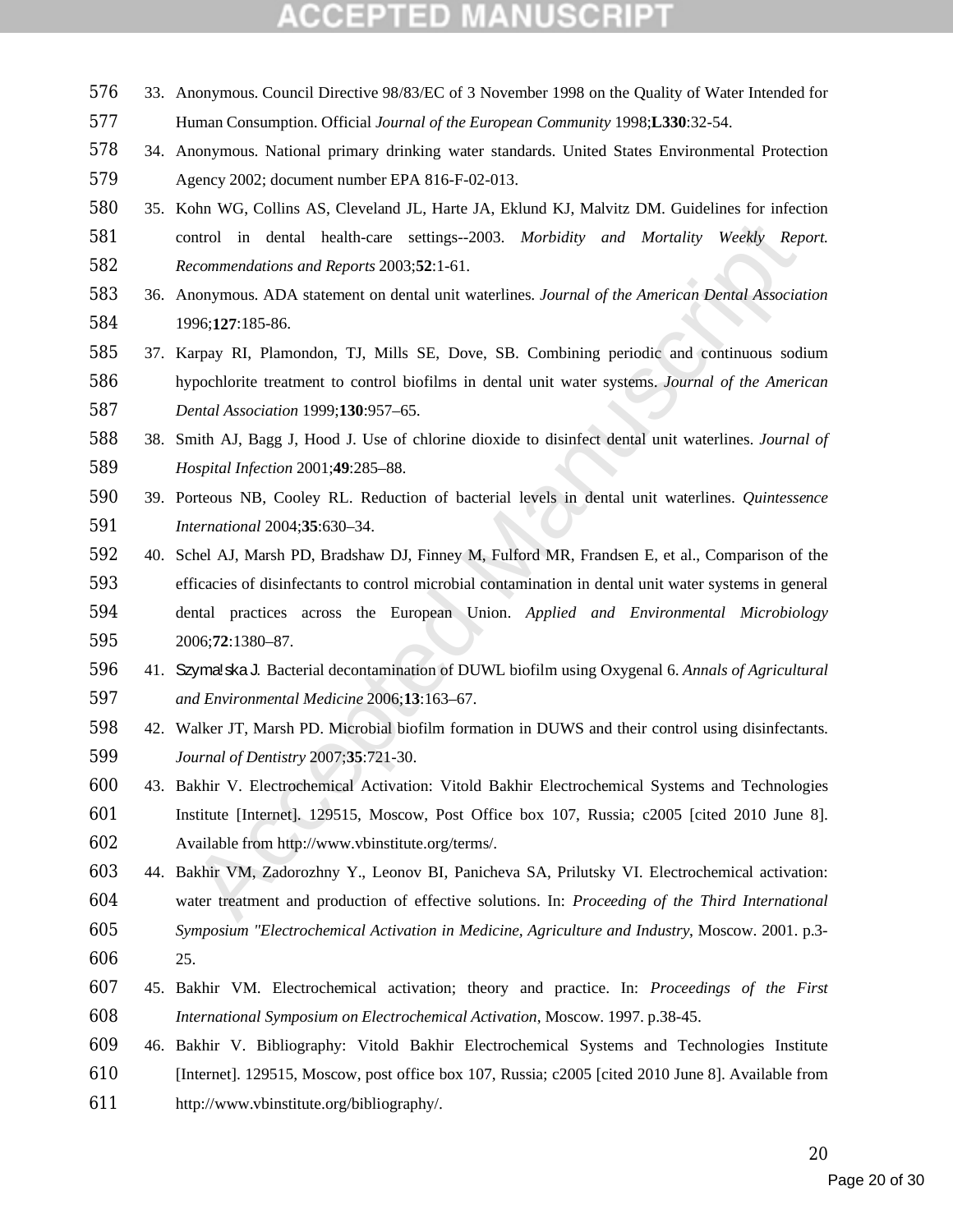33. Anonymous. Council Directive 98/83/EC of 3 November 1998 on the Quality of Water Intended for Human Consumption. Official *Journal of the European Community* 1998;**L330**:32-54.
34. Anonymous. National primary drinking water standards. United States Environmental Protection Agency 2002; document number EPA 816-F-02-013.
35. Kohn WG, Collins AS, Cleveland JL, Harte JA, Eklund KJ, Malvitz DM. Guidelines for infection control in dental health-care settings--2003. *Morbidity and Mortality Weekly Report. Recommendations and Reports* 2003;**52**:1-61.
36. Anonymous. ADA statement on dental unit waterlines. *Journal of the American Dental Association* 1996;**127**:185-86.
37. Karpay RI, Plamondon, TJ, Mills SE, Dove, SB. Combining periodic and continuous sodium hypochlorite treatment to control biofilms in dental unit water systems. *Journal of the American Dental Association* 1999;**130**:957–65.
38. Smith AJ, Bagg J, Hood J. Use of chlorine dioxide to disinfect dental unit waterlines. *Journal of Hospital Infection* 2001;**49**:285–88.
39. Porteous NB, Cooley RL. Reduction of bacterial levels in dental unit waterlines. *Quintessence International* 2004;**35**:630–34.
40. Schel AJ, Marsh PD, Bradshaw DJ, Finney M, Fulford MR, Frandsen E, et al., Comparison of the efficacies of disinfectants to control microbial contamination in dental unit water systems in general dental practices across the European Union. *Applied and Environmental Microbiology* 2006;**72**:1380–87.
41. Szyma!ska J. Bacterial decontamination of DUWL biofilm using Oxygenal 6. *Annals of Agricultural and Environmental Medicine* 2006;**13**:163–67.
42. Walker JT, Marsh PD. Microbial biofilm formation in DUWS and their control using disinfectants. *Journal of Dentistry* 2007;**35**:721-30.
43. Bakhir V. Electrochemical Activation: Vitold Bakhir Electrochemical Systems and Technologies Institute [Internet]. 129515, Moscow, Post Office box 107, Russia; c2005 [cited 2010 June 8]. Available from http://www.vbinstitute.org/terms/.
44. Bakhir VM, Zadorozhny Y., Leonov BI, Panicheva SA, Prilutsky VI. Electrochemical activation: water treatment and production of effective solutions. In: *Proceeding of the Third International Symposium "Electrochemical Activation in Medicine, Agriculture and Industry*, Moscow. 2001. p.3-25.
45. Bakhir VM. Electrochemical activation; theory and practice. In: *Proceedings of the First International Symposium on Electrochemical Activation*, Moscow. 1997. p.38-45.
46. Bakhir V. Bibliography: Vitold Bakhir Electrochemical Systems and Technologies Institute [Internet]. 129515, Moscow, post office box 107, Russia; c2005 [cited 2010 June 8]. Available from http://www.vbinstitute.org/bibliography/.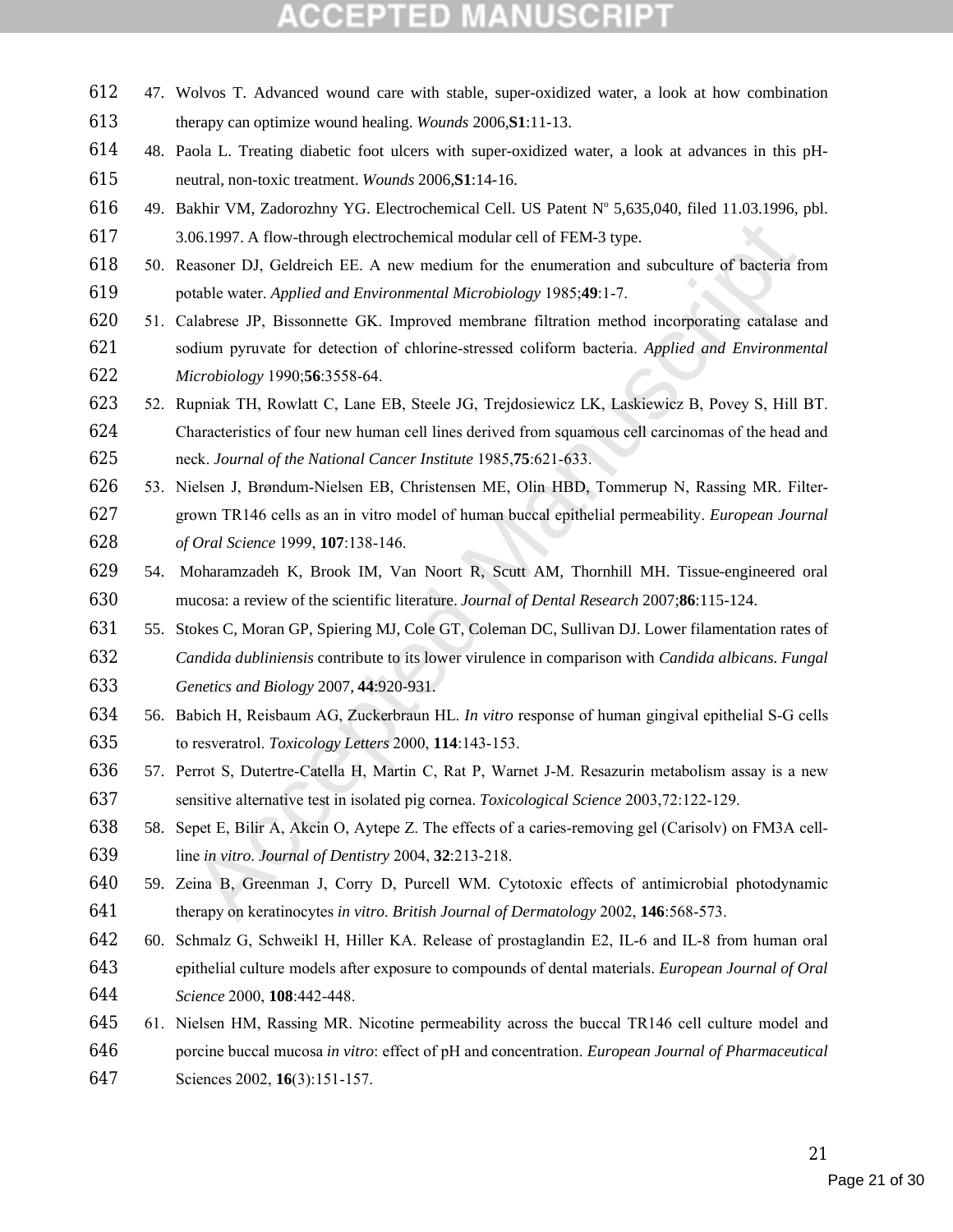47. Wolvos T. Advanced wound care with stable, super-oxidized water, a look at how combination therapy can optimize wound healing. *Wounds* 2006,**S1**:11-13.
48. Paola L. Treating diabetic foot ulcers with super-oxidized water, a look at advances in this pH-neutral, non-toxic treatment. *Wounds* 2006,**S1**:14-16.
49. Bakhir VM, Zadorozhny YG. Electrochemical Cell. US Patent Nº 5,635,040, filed 11.03.1996, pbl. 3.06.1997. A flow-through electrochemical modular cell of FEM-3 type.
50. Reasoner DJ, Geldreich EE. A new medium for the enumeration and subculture of bacteria from potable water. *Applied and Environmental Microbiology* 1985;**49**:1-7.
51. Calabrese JP, Bissonnette GK. Improved membrane filtration method incorporating catalase and sodium pyruvate for detection of chlorine-stressed coliform bacteria. *Applied and Environmental Microbiology* 1990;**56**:3558-64.
52. Rupniak TH, Rowlatt C, Lane EB, Steele JG, Trejdosiewicz LK, Laskiewicz B, Povey S, Hill BT. Characteristics of four new human cell lines derived from squamous cell carcinomas of the head and neck. *Journal of the National Cancer Institute* 1985,**75**:621-633.
53. Nielsen J, Brøndum-Nielsen EB, Christensen ME, Olin HBD, Tommerup N, Rassing MR. Filter-grown TR146 cells as an in vitro model of human buccal epithelial permeability. *European Journal of Oral Science* 1999, **107**:138-146.
54. Moharamzadeh K, Brook IM, Van Noort R, Scutt AM, Thornhill MH. Tissue-engineered oral mucosa: a review of the scientific literature. *Journal of Dental Research* 2007;**86**:115-124.
55. Stokes C, Moran GP, Spiering MJ, Cole GT, Coleman DC, Sullivan DJ. Lower filamentation rates of *Candida dubliniensis* contribute to its lower virulence in comparison with *Candida albicans*. *Fungal Genetics and Biology* 2007, **44**:920-931.
56. Babich H, Reisbaum AG, Zuckerbraun HL. *In vitro* response of human gingival epithelial S-G cells to resveratrol. *Toxicology Letters* 2000, **114**:143-153.
57. Perrot S, Dutertre-Catella H, Martin C, Rat P, Warnet J-M. Resazurin metabolism assay is a new sensitive alternative test in isolated pig cornea. *Toxicological Science* 2003,72:122-129.
58. Sepet E, Bilir A, Akcin O, Aytepe Z. The effects of a caries-removing gel (Carisolv) on FM3A cell-line *in vitro*. *Journal of Dentistry* 2004, **32**:213-218.
59. Zeina B, Greenman J, Corry D, Purcell WM. Cytotoxic effects of antimicrobial photodynamic therapy on keratinocytes *in vitro*. *British Journal of Dermatology* 2002, **146**:568-573.
60. Schmalz G, Schweikl H, Hiller KA. Release of prostaglandin E2, IL-6 and IL-8 from human oral epithelial culture models after exposure to compounds of dental materials. *European Journal of Oral Science* 2000, **108**:442-448.
61. Nielsen HM, Rassing MR. Nicotine permeability across the buccal TR146 cell culture model and porcine buccal mucosa *in vitro*: effect of pH and concentration. *European Journal of Pharmaceutical* Sciences 2002, **16**(3):151-157.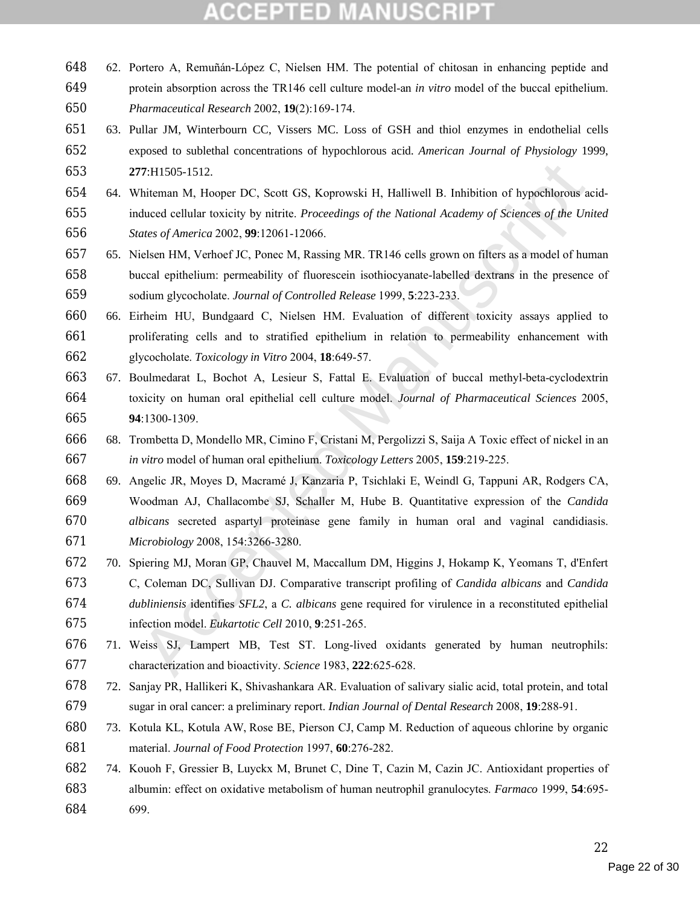62. Portero A, Remuñán-López C, Nielsen HM. The potential of chitosan in enhancing peptide and protein absorption across the TR146 cell culture model-an *in vitro* model of the buccal epithelium. *Pharmaceutical Research* 2002, **19**(2):169-174.
63. Pullar JM, Winterbourn CC, Vissers MC. Loss of GSH and thiol enzymes in endothelial cells exposed to sublethal concentrations of hypochlorous acid. *American Journal of Physiology* 1999, **277**:H1505-1512.
64. Whiteman M, Hooper DC, Scott GS, Koprowski H, Halliwell B. Inhibition of hypochlorous acid-induced cellular toxicity by nitrite. *Proceedings of the National Academy of Sciences of the United States of America* 2002, **99**:12061-12066.
65. Nielsen HM, Verhoef JC, Ponec M, Rassing MR. TR146 cells grown on filters as a model of human buccal epithelium: permeability of fluorescein isothiocyanate-labelled dextrans in the presence of sodium glycocholate. *Journal of Controlled Release* 1999, **5**:223-233.
66. Eirheim HU, Bundgaard C, Nielsen HM. Evaluation of different toxicity assays applied to proliferating cells and to stratified epithelium in relation to permeability enhancement with glycocholate. *Toxicology in Vitro* 2004, **18**:649-57.
67. Boulmedarat L, Bochot A, Lesieur S, Fattal E. Evaluation of buccal methyl-beta-cyclodextrin toxicity on human oral epithelial cell culture model. *Journal of Pharmaceutical Sciences* 2005, **94**:1300-1309.
68. Trombetta D, Mondello MR, Cimino F, Cristani M, Pergolizzi S, Saija A Toxic effect of nickel in an *in vitro* model of human oral epithelium. *Toxicology Letters* 2005, **159**:219-225.
69. Angelic JR, Moyes D, Macramé J, Kanzaria P, Tsichlaki E, Weindl G, Tappuni AR, Rodgers CA, Woodman AJ, Challacombe SJ, Schaller M, Hube B. Quantitative expression of the *Candida albicans* secreted aspartyl proteinase gene family in human oral and vaginal candidiasis. *Microbiology* 2008, 154:3266-3280.
70. Spiering MJ, Moran GP, Chauvel M, Maccallum DM, Higgins J, Hokamp K, Yeomans T, d'Enfert C, Coleman DC, Sullivan DJ. Comparative transcript profiling of *Candida albicans* and *Candida dubliniensis* identifies *SFL2*, a *C. albicans* gene required for virulence in a reconstituted epithelial infection model. *Eukartotic Cell* 2010, **9**:251-265.
71. Weiss SJ, Lampert MB, Test ST. Long-lived oxidants generated by human neutrophils: characterization and bioactivity. *Science* 1983, **222**:625-628.
72. Sanjay PR, Hallikeri K, Shivashankara AR. Evaluation of salivary sialic acid, total protein, and total sugar in oral cancer: a preliminary report. *Indian Journal of Dental Research* 2008, **19**:288-91.
73. Kotula KL, Kotula AW, Rose BE, Pierson CJ, Camp M. Reduction of aqueous chlorine by organic material. *Journal of Food Protection* 1997, **60**:276-282.
74. Kouoh F, Gressier B, Luyckx M, Brunet C, Dine T, Cazin M, Cazin JC. Antioxidant properties of albumin: effect on oxidative metabolism of human neutrophil granulocytes. *Farmaco* 1999, **54**:695-699.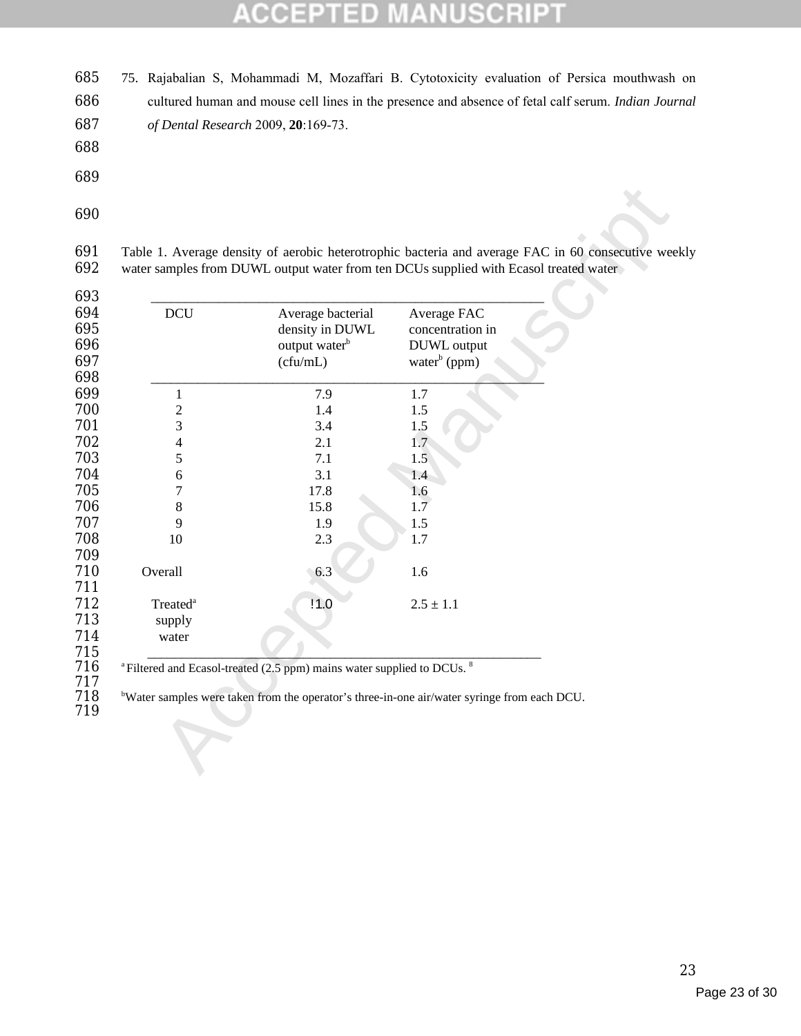75. Rajabalian S, Mohammadi M, Mozaffari B. Cytotoxicity evaluation of Persica mouthwash on cultured human and mouse cell lines in the presence and absence of fetal calf serum. *Indian Journal of Dental Research* 2009, **20**:169-73.

Table 1. Average density of aerobic heterotrophic bacteria and average FAC in 60 consecutive weekly water samples from DUWL output water from ten DCUs supplied with Ecasol treated water

| DCU | Average bacterial density in DUWL output water[b] (cfu/mL) | Average FAC concentration in DUWL output water[b] (ppm) |
|---|---|---|
| 1 | 7.9 | 1.7 |
| 2 | 1.4 | 1.5 |
| 3 | 3.4 | 1.5 |
| 4 | 2.1 | 1.7 |
| 5 | 7.1 | 1.5 |
| 6 | 3.1 | 1.4 |
| 7 | 17.8 | 1.6 |
| 8 | 15.8 | 1.7 |
| 9 | 1.9 | 1.5 |
| 10 | 2.3 | 1.7 |
| Overall | 6.3 | 1.6 |
| Treated[a] supply water | !1.0 | $2.5 \pm 1.1$ |

[a] Filtered and Ecasol-treated (2.5 ppm) mains water supplied to DCUs. [8]

[b] Water samples were taken from the operator's three-in-one air/water syringe from each DCU.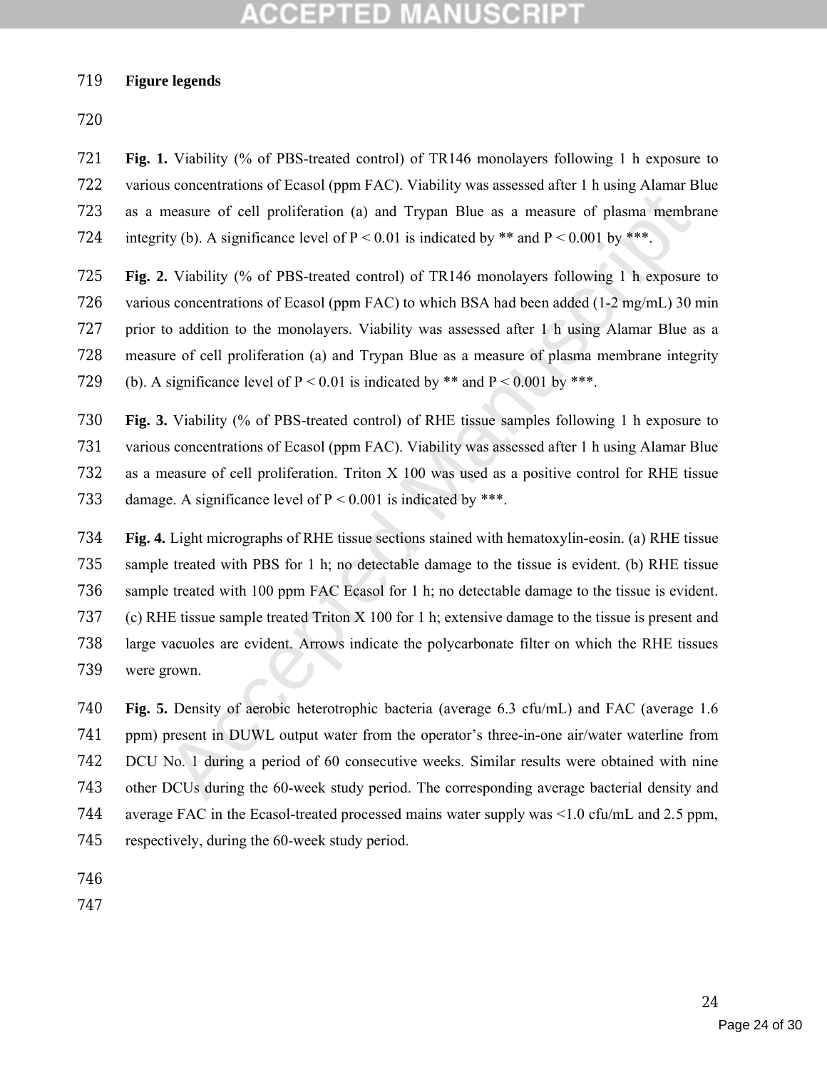**Figure legends**

**Fig. 1.** Viability (% of PBS-treated control) of TR146 monolayers following 1 h exposure to various concentrations of Ecasol (ppm FAC). Viability was assessed after 1 h using Alamar Blue as a measure of cell proliferation (a) and Trypan Blue as a measure of plasma membrane integrity (b). A significance level of $P < 0.01$ is indicated by ** and $P < 0.001$ by ***.

**Fig. 2.** Viability (% of PBS-treated control) of TR146 monolayers following 1 h exposure to various concentrations of Ecasol (ppm FAC) to which BSA had been added (1-2 mg/mL) 30 min prior to addition to the monolayers. Viability was assessed after 1 h using Alamar Blue as a measure of cell proliferation (a) and Trypan Blue as a measure of plasma membrane integrity (b). A significance level of $P < 0.01$ is indicated by ** and $P < 0.001$ by ***.

**Fig. 3.** Viability (% of PBS-treated control) of RHE tissue samples following 1 h exposure to various concentrations of Ecasol (ppm FAC). Viability was assessed after 1 h using Alamar Blue as a measure of cell proliferation. Triton X 100 was used as a positive control for RHE tissue damage. A significance level of $P < 0.001$ is indicated by ***.

**Fig. 4.** Light micrographs of RHE tissue sections stained with hematoxylin-eosin. (a) RHE tissue sample treated with PBS for 1 h; no detectable damage to the tissue is evident. (b) RHE tissue sample treated with 100 ppm FAC Ecasol for 1 h; no detectable damage to the tissue is evident. (c) RHE tissue sample treated Triton X 100 for 1 h; extensive damage to the tissue is present and large vacuoles are evident. Arrows indicate the polycarbonate filter on which the RHE tissues were grown.

**Fig. 5.** Density of aerobic heterotrophic bacteria (average 6.3 cfu/mL) and FAC (average 1.6 ppm) present in DUWL output water from the operator's three-in-one air/water waterline from DCU No. 1 during a period of 60 consecutive weeks. Similar results were obtained with nine other DCUs during the 60-week study period. The corresponding average bacterial density and average FAC in the Ecasol-treated processed mains water supply was <1.0 cfu/mL and 2.5 ppm, respectively, during the 60-week study period.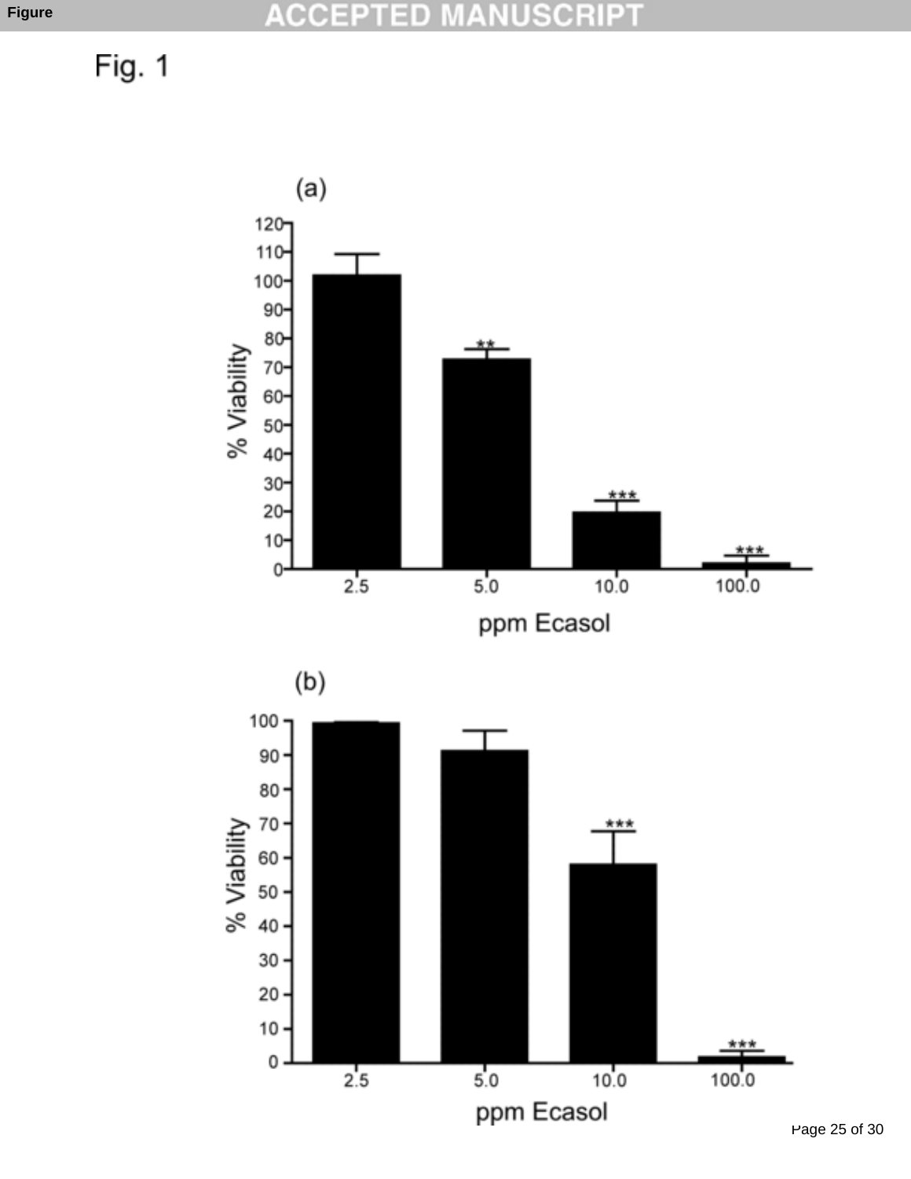Fig. 1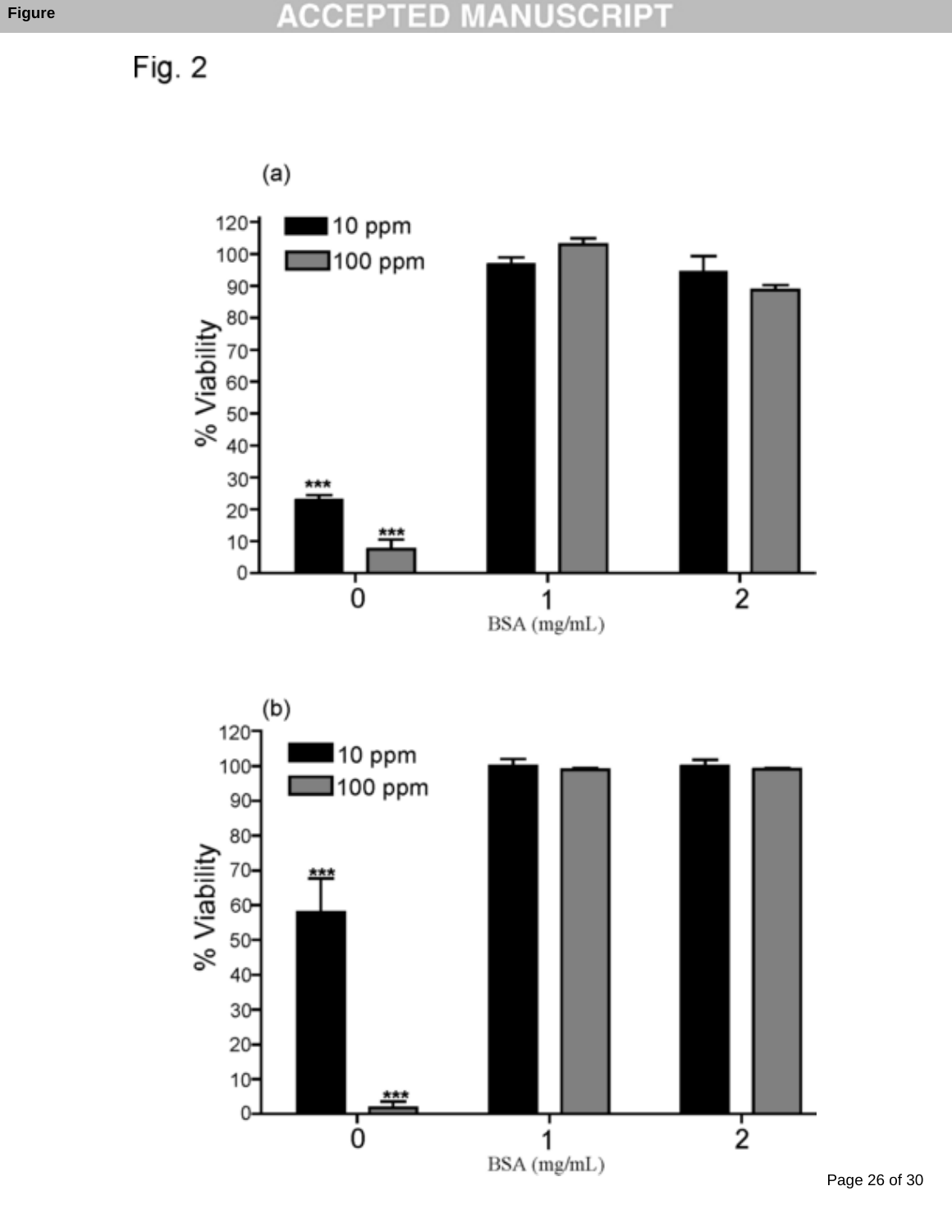Fig. 2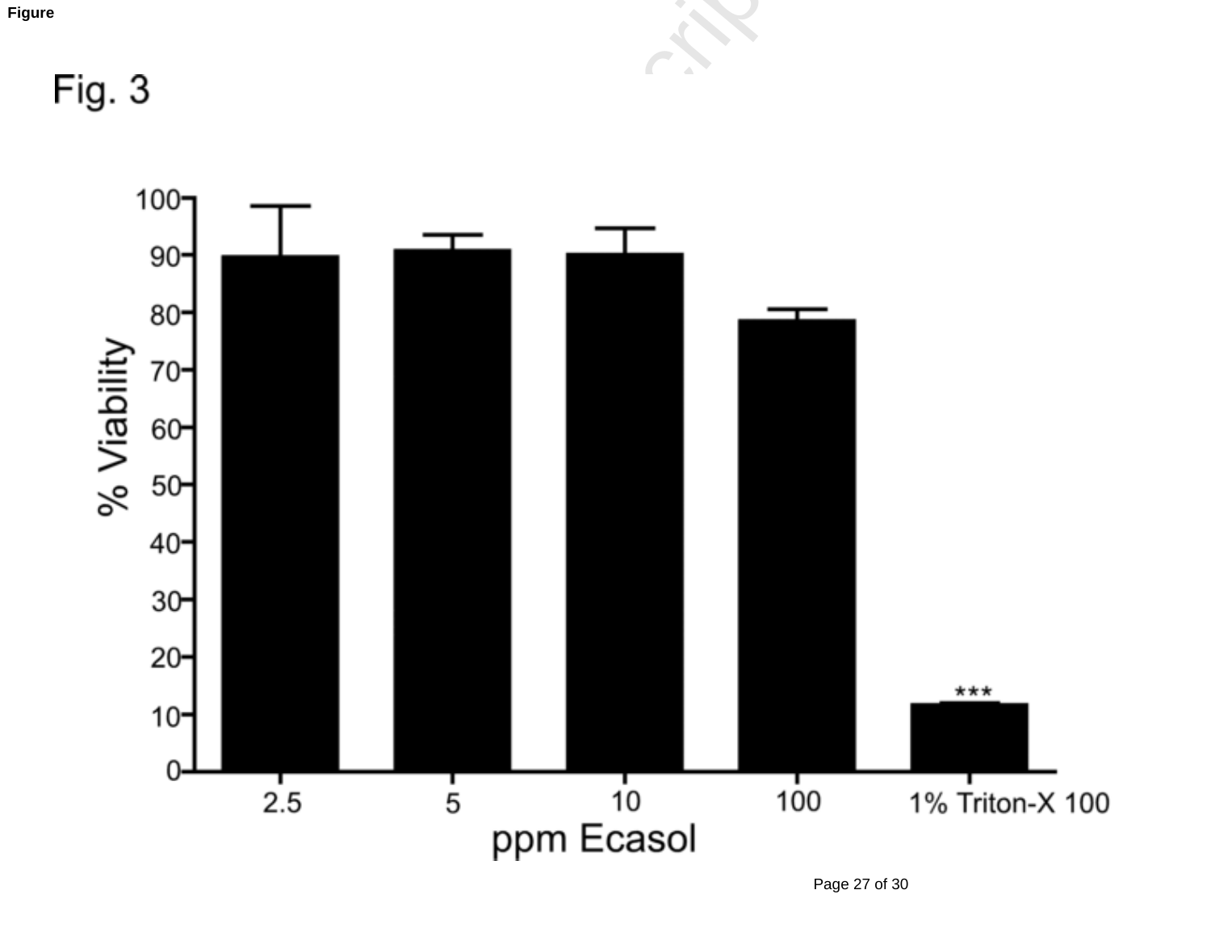Figure

Fig. 3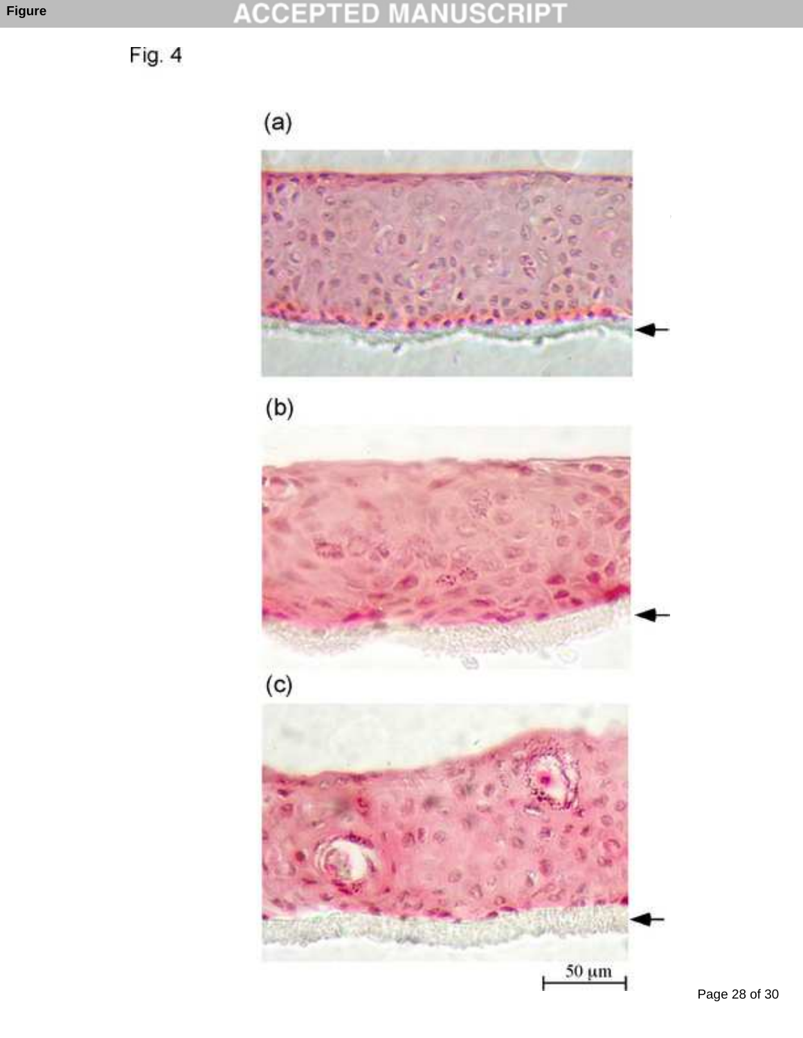Fig. 4

(a)

(b)

(c)

50 μm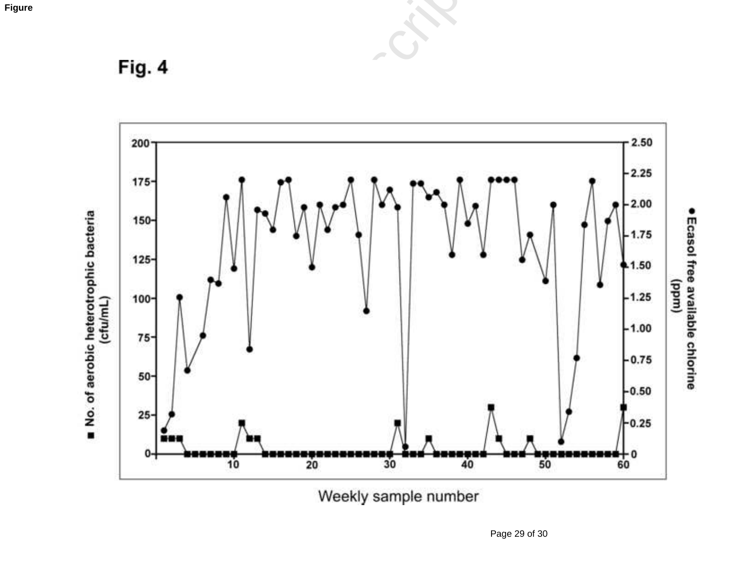Figure

# Fig. 4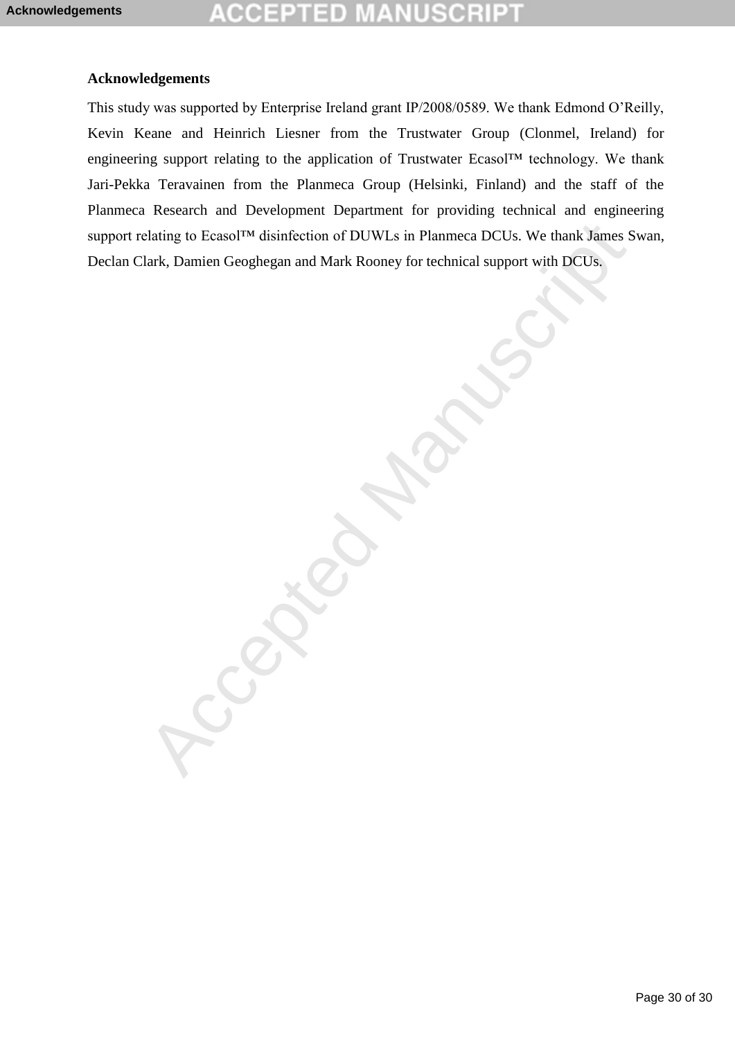## Acknowledgements

This study was supported by Enterprise Ireland grant IP/2008/0589. We thank Edmond O'Reilly, Kevin Keane and Heinrich Liesner from the Trustwater Group (Clonmel, Ireland) for engineering support relating to the application of Trustwater Ecasol™ technology. We thank Jari-Pekka Teravainen from the Planmeca Group (Helsinki, Finland) and the staff of the Planmeca Research and Development Department for providing technical and engineering support relating to Ecasol™ disinfection of DUWLs in Planmeca DCUs. We thank James Swan, Declan Clark, Damien Geoghegan and Mark Rooney for technical support with DCUs.